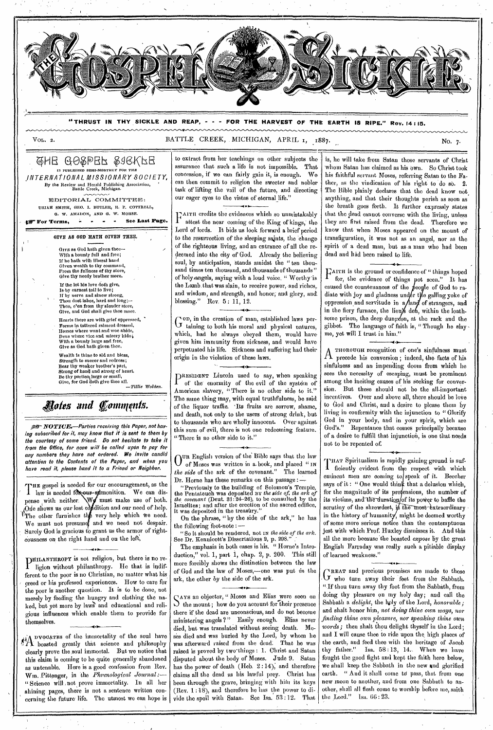# THE GOSPEL SICKLE

"THRUST IN THY SICKLE AND REAP, - - - FOR THE HARVEST OF THE EARTH IS RIPE." Rev. 14:15.

VOL. 2. BATTLE CREEK, MICHIGAN, APRIL 1, 1887. No. 7.

## THE GOSPEL SICKLE

IS PUBLISHED SEMI-MONTHLY FOR THE

*INTERNATIONAL MISSIONARY SOCIETY,*

By the Review and Herald Publishing Association, Battle Creek, Michigan.

EDITORIAL COMMITTEE:

URIAH SMITH, GEO. I. BUTLER, R. F. COTTRELL, G. W. AMADON, AND G. W. MORSE.

☞ For Terms, - - - - See Last Page.

### GIVE AS GOD HATH GIVEN THEE.

Give as God hath given thee—
With a bounty full and free;
If he hath with liberal hand
Given wealth to thy command,
From the fullness of thy store,
Give thy needy brother more.

If the lot his love doth give,
Is by earnest toil to live;
If by nerve and sinew strong,
Thou dost labor, hard and long;—
Then, e'en from thy slender store,
Give, and God shall give thee more.

Hearts there are with grief oppressed,
Forms in tattered raiment dressed,
Homes where want and woe abide,
Dens where vice and misery hide;
With a bounty large and free,
Give as God hath given thee.

Wealth is thine to aid and bless,
Strength to succor and redress;
Bear thy weaker brother's part,
Strong of hand and strong of heart.
Be thy portion, large or small,
Give, for God doth give thee all.

—*Tillie Wolden.*

## Notes and Comments.

☞ *NOTICE.—Parties receiving this Paper, not having subscribed for it, may know that it is sent to them by the courtesy of some friend. Do not hesitate to take it from the Office, for none will be called upon to pay for any numbers they have not ordered. We invite candid attention to the Contents of the Paper, and when you have read it, please hand it to a Friend or Neighbor.*

THE gospel is needed for our encouragement, as the law is needed for our admonition. We can dispense with neither. We must make use of both. One shows us our lost condition and our need of help. The other furnishes the very help which we need. We must not presume, and we need not despair. Surely God is gracious to grant us the armor of righteousness on the right hand and on the left.

PHILANTHROPY is not religion, but there is no religion without philanthropy. He that is indifferent to the poor is no Christian, no matter what his creed or his professed experiences. How to care for the poor is another question. It is to be done, not merely by feeding the hungry and clothing the naked, but yet more by laws and educational and religious influences which enable them to provide for themselves.

ADVOCATES of the immortality of the soul have boasted greatly that science and philosophy clearly prove the soul immortal. But we notice that this claim is coming to be quite generally abandoned as untenable. Here is a good confession from Rev. Wm. Pittenger, in the *Phrenological Journal*:— "Science will not prove immortality. In all her shining pages, there is not a sentence written concerning the future life. The utmost we can hope is to extract from her teachings on other subjects the assurance that such a life is not impossible. That concession, if we can fairly gain it, is enough. We can then commit to religion the sweeter and nobler task of lifting the vail of the future, and directing our eager eyes to the vistas of eternal life."

FAITH credits the evidences which so unmistakably attest the near coming of the King of kings, the Lord of lords. It bids us look forward a brief period to the resurrection of the sleeping saints, the change of the righteous living, and an entrance of all the redeemed into the city of God. Already the believing soul, by anticipation, stands amidst the "ten thousand times ten thousand, and thousands of thousands" of holy angels, saying with a loud voice. "Worthy is the Lamb that was slain, to receive power, and riches, and wisdom, and strength, and honor, and glory, and blessing." Rev. 5:11, 12.

GOD, in the creation of man, established laws pertaining to both his moral and physical natures, which, had he always obeyed them, would have given him immunity from sickness, and would have perpetuated his life. Sickness and suffering had their origin in the violation of these laws.

PRESIDENT Lincoln used to say, when speaking of the enormity of the evil of the system of American slavery, "There is no other side to it." The same thing may, with equal truthfulness, be said of the liquor traffic. Its fruits are sorrow, shame, and death, not only to the users of strong drink, but to thousands who are wholly innocent. Over against this sum of evil, there is not one redeeming feature. "There is no other side to it."

OUR English version of the Bible says that the law of Moses was written in a book, and placed "IN *the side* of the ark of the covenant." The learned Dr. Horne has these remarks on this passage:—

"Previously to the building of Solomon's Temple, the Pentateuch was deposited BY *the side of the ark of the covenant* (Deut. 31:24-26), to be consulted by the Israelites; and after the erection of the sacred edifice, it was deposited in the treasury."

On the phrase, "by the side of the ark," he has the following foot-note:—

"So it should be rendered, not IN *the side of the ark.* See Dr. Kennicott's Dissertations 2, p. 298."

The emphasis in both cases is his. "Horne's Introduction," vol. 1, part 1, chap. 2, p. 200. This still more forcibly shows the distinction between the law of God and the law of Moses,—one was put *in* the ark, the other *by* the side of the ark.

SAYS an objector, "Moses and Elias were seen on the mount; how do you account for their presence there if the dead are unconscious, and do not become ministering angels?" Easily enough. Elias never died, but was translated without seeing death. Moses died and was buried by the Lord, by whom he was afterward raised from the dead. That he was raised is proved by two things: 1. Christ and Satan disputed about the body of Moses. Jude 9. Satan has the power of death (Heb. 2:14), and therefore claims all the dead as his lawful prey. Christ has been through the grave, bringing with him its keys (Rev. 1:18), and therefore he has the power to divide the spoil with Satan. See Isa. 53:12. That is, he will take from Satan those servants of Christ whom Satan has claimed as his own. So Christ took his faithful servant Moses, referring Satan to the Father, as the vindication of his right to do so. 2. The Bible plainly declares that the dead know not anything, and that their thoughts perish as soon as the breath goes forth. It further expressly states that the dead cannot converse with the living, unless they are first raised from the dead. Therefore we know that when Moses appeared on the mount of transfiguration, it was not as an angel, nor as the spirit of a dead man, but as a man who had been dead and had been raised to life.

FAITH is the ground or confidence of "things hoped for, the evidence of things not seen." It has caused the countenances of the people of God to radiate with joy and gladness under the galling yoke of oppression and servitude in a land of strangers, and in the fiery furnace, the lion's den, within the loathsome prison, the deep dungeon, at the rack and the gibbet. The language of faith is, "Though he slay me, yet will I trust in him."

A THOROUGH recognition of one's sinfulness must precede his conversion; indeed, the facts of his sinfulness and an impending doom from which he sees the necessity of escaping, must be prominent among the inciting causes of his seeking for conversion. But these should not be the all-important incentives. Over and above all, there should be love to God and Christ, and a desire to please them by living in conformity with the injunction to "Glorify God in your body, and in your spirit, which are God's." Repentance that comes principally because of a desire to fulfill that injunction, is one that needs not to be repented of.

THAT Spiritualism is rapidly gaining ground is sufficiently evident from the respect with which eminent men are coming to speak of it. Beecher says of it: "One would think that a delusion which, for the magnitude of its pretensions, the number of its victims, and the duration of its power to baffle the scrutiny of the shrewdest, is the most extraordinary in the history of humanity, might be deemed worthy of some more serious notice than the contemptuous jest with which Prof. Huxley dismisses it. And this all the more because the boasted *expose* by the great English Farraday was really such a pitiable display of learned weakness."

GREAT and precious promises are made to those who turn away their feet from the Sabbath. "If thou turn away thy foot from the Sabbath, from doing thy pleasure on my holy day; and call the Sabbath a *delight*, the holy of the Lord, *honorable*; and shalt honor him, *not doing thine own ways, nor finding thine own pleasure, nor speaking thine own words*; then shalt thou delight thyself in the Lord; and I will cause thee to ride upon the high places of the earth, and feed thee with the heritage of Jacob thy father." Isa. 58:13, 14. When we have fought the good fight and kept the faith here below, we shall keep the Sabbath in the new and glorified earth. "And it shall come to pass, that from one new moon to another, and from one Sabbath to another, shall all flesh come to worship before me, saith the Lord." Isa. 66:23.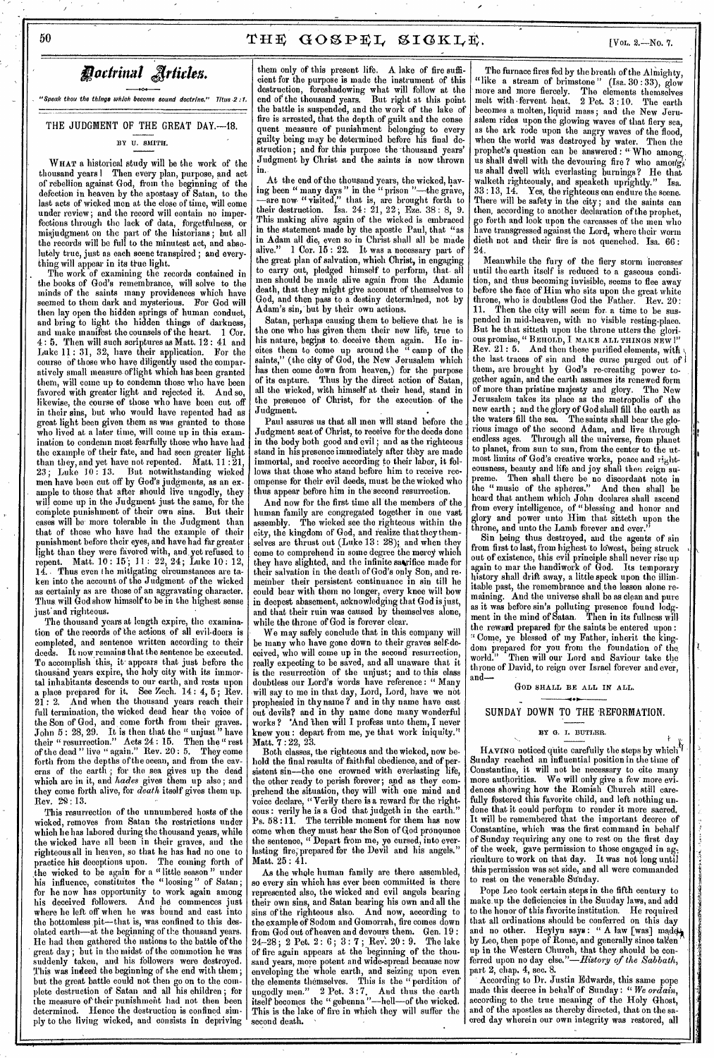## Doctrinal Articles.

*"Speak thou the things which become sound doctrine." Titus 2:1.*

### THE JUDGMENT OF THE GREAT DAY.—18.

BY U. SMITH.

WHAT a historical study will be the work of the thousand years! Then every plan, purpose, and act of rebellion against God, from the beginning of the defection in heaven by the apostasy of Satan, to the last acts of wicked men at the close of time, will come under review; and the record will contain no imperfections through the lack of data, forgetfulness, or misjudgment on the part of the historians; but all the records will be full to the minutest act, and absolutely true, just as each scene transpired; and everything will appear in its true light.

The work of examining the records contained in the books of God's remembrance, will solve to the minds of the saints many providences which have seemed to them dark and mysterious. For God will then lay open the hidden springs of human conduct, and bring to light the hidden things of darkness, and make manifest the counsels of the heart. 1 Cor. 4:5. Then will such scriptures as Matt. 12:41 and Luke 11:31, 32, have their application. For the course of those who have diligently used the comparatively small measure of light which has been granted them, will come up to condemn those who have been favored with greater light and rejected it. And so, likewise, the course of those who have been cut off in their sins, but who would have repented had as great light been given them as was granted to those who lived at a later time, will come up in this examination to condemn most fearfully those who have had the example of their fate, and had seen greater light than they, and yet have not repented. Matt. 11:21, 23; Luke 10:13. But notwithstanding wicked men have been cut off by God's judgments, as an example to those that after should live ungodly, they will come up in the Judgment just the same, for the complete punishment of their own sins. But their cases will be more tolerable in the Judgment than that of those who have had the example of their punishment before their eyes, and have had far greater light than they were favored with, and yet refused to repent. Matt. 10:15; 11:22, 24; Luke 10:12, 14. Thus even the mitigating circumstances are taken into the account of the Judgment of the wicked as certainly as are those of an aggravating character. Thus will God show himself to be in the highest sense just and righteous.

The thousand years at length expire, the examination of the records of the actions of all evil-doers is completed, and sentence written according to their deeds. It now remains that the sentence be executed. To accomplish this, it appears that just before the thousand years expire, the holy city with its immortal inhabitants descends to our earth, and rests upon a place prepared for it. See Zech. 14:4, 5; Rev. 21:2. And when the thousand years reach their full termination, the wicked dead hear the voice of the Son of God, and come forth from their graves. John 5:28, 29. It is then that the "unjust" have their "resurrection." Acts 24:15. Then the "rest of the dead" live "again." Rev. 20:5. They come forth from the depths of the ocean, and from the caverns of the earth; for the sea gives up the dead which are in it, and *hades* gives them up also; and they come forth alive, for *death* itself gives them up. Rev. 28:13.

This resurrection of the unnumbered hosts of the wicked, removes from Satan the restrictions under which he has labored during the thousand years, while the wicked have all been in their graves, and the righteous all in heaven, so that he has had no one to practice his deceptions upon. The coming forth of the wicked to be again for a "little season" under his influence, constitutes the "loosing" of Satan; for he now has opportunity to work again among his deceived followers. And he commences just where he left off when he was bound and cast into the bottomless pit—that is, was confined to this desolated earth—at the beginning of the thousand years. He had then gathered the nations to the battle of the great day; but in the midst of the commotion he was suddenly taken, and his followers were destroyed. This was indeed the beginning of the end with them; but the great battle could not then go on to the complete destruction of Satan and all his children; for the measure of their punishment had not then been determined. Hence the destruction is confined simply to the living wicked, and consists in depriving them only of this present life. A lake of fire sufficient for the purpose is made the instrument of this destruction, foreshadowing what will follow at the end of the thousand years. But right at this point the battle is suspended, and the work of the lake of fire is arrested, that the depth of guilt and the consequent measure of punishment belonging to every guilty being may be determined before his final destruction; and for this purpose the thousand years' Judgment by Christ and the saints is now thrown in.

At the end of the thousand years, the wicked, having been "many days" in the "prison"—the grave,—are now "visited," that is, are brought forth to their destruction. Isa. 24:21, 22; Eze. 38:8, 9. This making alive again of the wicked is embraced in the statement made by the apostle Paul, that "as in Adam all die, even so in Christ shall all be made alive." 1 Cor. 15:22. It was a necessary part of the great plan of salvation, which Christ, in engaging to carry out, pledged himself to perform, that all men should be made alive again from the Adamic death, that they might give account of themselves to God, and then pass to a destiny determined, not by Adam's sin, but by their own actions.

Satan, perhaps causing them to believe that he is the one who has given them their new life, true to his nature, begins to deceive them again. He incites them to come up around the "camp of the saints," (the city of God, the New Jerusalem which has then come down from heaven,) for the purpose of its capture. Thus by the direct action of Satan, all the wicked, with himself at their head, stand in the presence of Christ, for the execution of the Judgment.

Paul assures us that all men will stand before the Judgment seat of Christ, to receive for the deeds done in the body both good and evil; and as the righteous stand in his presence immediately after they are made immortal, and receive according to their labor, it follows that those who stand before him to receive recompense for their evil deeds, must be the wicked who thus appear before him in the second resurrection.

And now for the first time all the members of the human family are congregated together in one vast assembly. The wicked see the righteous within the city, the kingdom of God, and realize that they themselves are thrust out (Luke 13:28); and when they come to comprehend in some degree the mercy which they have slighted, and the infinite sacrifice made for their salvation in the death of God's only Son, and remember their persistent continuance in sin till he could bear with them no longer, every knee will bow in deepest abasement, acknowledging that God is just, and that their ruin was caused by themselves alone, while the throne of God is forever clear.

We may safely conclude that in this company will be many who have gone down to their graves self-deceived, who will come up in the second resurrection, really expecting to be saved, and all unaware that it is the resurrection of the unjust; and to this class doubtless our Lord's words have reference: "Many will say to me in that day, Lord, Lord, have we not prophesied in thy name? and in thy name have cast out devils? and in thy name done many wonderful works? And then will I profess unto them, I never knew you: depart from me, ye that work iniquity." Matt. 7:22, 23.

Both classes, the righteous and the wicked, now behold the final results of faithful obedience, and of persistent sin—the one crowned with everlasting life, the other ready to perish forever; and as they comprehend the situation, they will with one mind and voice declare, "Verily there is a reward for the righteous: verily he is a God that judgeth in the earth." Ps. 58:11. The terrible moment for them has now come when they must hear the Son of God pronounce the sentence, "Depart from me, ye cursed, into everlasting fire, prepared for the Devil and his angels." Matt. 25:41.

As the whole human family are there assembled, so every sin which has ever been committed is there represented also, the wicked and evil angels bearing their own sins, and Satan bearing his own and all the sins of the righteous also. And now, according to the example of Sodom and Gomorrah, fire comes down from God out of heaven and devours them. Gen. 19:24-28; 2 Pet. 2:6; 3:7; Rev. 20:9. The lake of fire again appears at the beginning of the thousand years, more potent and wide-spread because now enveloping the whole earth, and seizing upon even the elements themselves. This is the "perdition of ungodly men." 2 Pet. 3:7. And thus the earth itself becomes the "gehenna"—hell—of the wicked. This is the lake of fire in which they will suffer the second death.

The furnace fires fed by the breath of the Almighty, "like a stream of brimstone" (Isa. 30:33), glow more and more fiercely. The elements themselves melt with fervent heat. 2 Pet. 3:10. The earth becomes a molten, liquid mass; and the New Jerusalem rides upon the glowing waves of that fiery sea, as the ark rode upon the angry waves of the flood, when the world was destroyed by water. Then the prophet's question can be answered: "Who among us shall dwell with the devouring fire? who among us shall dwell with everlasting burnings? He that walketh righteously, and speaketh uprightly." Isa. 33:13, 14. Yes, the righteous can endure the scene. There will be safety in the city; and the saints can then, according to another declaration of the prophet, go forth and look upon the carcasses of the men who have transgressed against the Lord, where their worm dieth not and their fire is not quenched. Isa. 66:24.

Meanwhile the fury of the fiery storm increases until the earth itself is reduced to a gaseous condition, and thus becoming invisible, seems to flee away before the face of Him who sits upon the great white throne, who is doubtless God the Father. Rev. 20:11. Then the city will seem for a time to be suspended in mid-heaven, with no visible resting-place. But he that sitteth upon the throne utters the glorious promise, "BEHOLD, I MAKE ALL THINGS NEW!" Rev. 21:5. And then these purified elements, with the last traces of sin and the curse purged out of them, are brought by God's re-creating power together again, and the earth assumes its renewed form of more than pristine majesty and glory. The New Jerusalem takes its place as the metropolis of the new earth; and the glory of God shall fill the earth as the waters fill the sea. The saints shall bear the glorious image of the second Adam, and live through endless ages. Through all the universe, from planet to planet, from sun to sun, from the center to the utmost limits of God's creative works, peace and righteousness, beauty and life and joy shall then reign supreme. Then shall there be no discordant note in the "music of the spheres." And then shall be heard that anthem which John declares shall ascend from every intelligence, of "blessing and honor and glory and power unto Him that sitteth upon the throne, and unto the Lamb forever and ever."

Sin being thus destroyed, and the agents of sin from first to last, from highest to lowest, being struck out of existence, this evil principle shall never rise up again to mar the handiwork of God. Its temporary history shall drift away, a little speck upon the illimitable past, the remembrance and the lesson alone remaining. And the universe shall be as clean and pure as it was before sin's polluting presence found lodgment in the mind of Satan. Then in its fullness will the reward prepared for the saints be entered upon: "Come, ye blessed of my Father, inherit the kingdom prepared for you from the foundation of the world." Then will our Lord and Saviour take the throne of David, to reign over Israel forever and ever, and—

GOD SHALL BE ALL IN ALL.

### SUNDAY DOWN TO THE REFORMATION.

BY G. I. BUTLER.

HAVING noticed quite carefully the steps by which Sunday reached an influential position in the time of Constantine, it will not be necessary to cite many more authorities. We will only give a few more evidences showing how the Romish Church still carefully fostered this favorite child, and left nothing undone that it could perform to render it more sacred. It will be remembered that the important decree of Constantine, which was the first command in behalf of Sunday requiring any one to rest on the first day of the week, gave permission to those engaged in agriculture to work on that day. It was not long until this permission was set aside, and all were commanded to rest on the venerable Sunday.

Pope Leo took certain steps in the fifth century to make up the deficiencies in the Sunday laws, and add to the honor of this favorite institution. He required that all ordinations should be conferred on this day and no other. Heylyn says: "A law [was] made by Leo, then pope of Rome, and generally since taken up in the Western Church, that they should be conferred upon no day else."—*History of the Sabbath*, part 2, chap. 4, sec. 8.

According to Dr. Justin Edwards, this same pope made this decree in behalf of Sunday: "*We ordain*, according to the true meaning of the Holy Ghost, and of the apostles as thereby directed, that on the sacred day wherein our own integrity was restored, all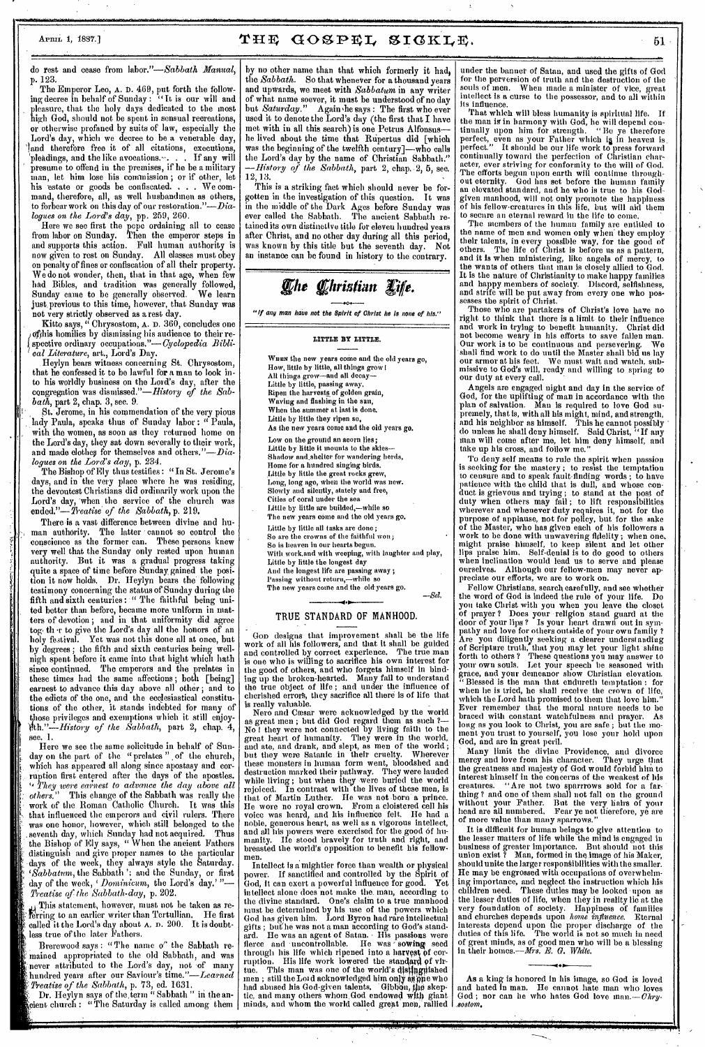do rest and cease from labor."—*Sabbath Manual*, p. 123.

The Emperor Leo, A. D. 469, put forth the following decree in behalf of Sunday: "It is our will and pleasure, that the holy days dedicated to the most high God, should not be spent in sensual recreations, or otherwise profaned by suits of law, especially the Lord's day, which we decree to be a venerable day, and therefore free it of all citations, executions, pleadings, and the like avocations. . . . If any will presume to offend in the premises, if he be a military man, let him lose his commission; or if other, let his estate or goods be confiscated. . . . We command, therefore, all, as well husbandmen as others, to forbear work on this day of our restoration."—*Dialogues on the Lord's day*, pp. 259, 260.

Here we see first the pope ordaining all to cease from labor on Sunday. Then the emperor steps in and supports this action. Full human authority is now given to rest on Sunday. All classes must obey on penalty of fines or confiscation of all their property. We do not wonder, then, that in that age, when few had Bibles, and tradition was generally followed, Sunday came to be generally observed. We learn just previous to this time, however, that Sunday was not very strictly observed as a rest day.

Kitto says, "Chrysostom, A. D. 360, concludes one of his homilies by dismissing his audience to their respective ordinary occupations."—*Cyclopedia Biblical Literature*, art., Lord's Day.

Heylyn bears witness concerning St. Chrysostom, that he confessed it to be lawful for a man to look into his worldly business on the Lord's day, after the congregation was dismissed."—*History of the Sabbath*, part 2, chap. 3, sec. 9.

St. Jerome, in his commendation of the very pious lady Paula, speaks thus of Sunday labor: "Paula, with the women, as soon as they returned home on the Lord's day, they sat down severally to their work, and made clothes for themselves and others."—*Dialogues on the Lord's day*, p. 234.

The Bishop of Ely thus testifies: "In St. Jerome's days, and in the very place where he was residing, the devoutest Christians did ordinarily work upon the Lord's day, when the service of the church was ended."—*Treatise of the Sabbath*, p. 219.

There is a vast difference between divine and human authority. The latter cannot so control the conscience as the former can. These persons knew very well that the Sunday only rested upon human authority. But it was a gradual progress taking quite a space of time before Sunday gained the position it now holds. Dr. Heylyn bears the following testimony concerning the status of Sunday during the fifth and sixth centuries: "The faithful being united better than before, became more uniform in matters of devotion; and in that uniformity did agree together to give the Lord's day all the honors of an holy festival. Yet was not this done all at once, but by degrees; the fifth and sixth centuries being well-nigh spent before it came into that hight which hath since continued. The emperors and the prelates in these times had the same affections; both [being] earnest to advance this day above all other; and to the edicts of the one, and the ecclesiastical constitutions of the other, it stands indebted for many of those privileges and exemptions which it still enjoyeth."—*History of the Sabbath*, part 2, chap. 4, sec. 1.

Here we see the same solicitude in behalf of Sunday on the part of the "prelates" of the church, which has appeared all along since apostasy and corruption first entered after the days of the apostles. "*They were earnest to advance the day above all others.*" This change of the Sabbath was really the work of the Roman Catholic Church. It was this that influenced the emperors and civil rulers. There was one honor, however, which still belonged to the seventh day, which Sunday had not acquired. Thus the Bishop of Ely says, "When the ancient Fathers distinguish and give proper names to the particular days of the week, they always style the Saturday. '*Sabbatum*, the Sabbath'; and the Sunday, or first day of the week, '*Dominicum*, the Lord's day.'"—*Treatise of the Sabbath-day*, p. 202.

This statement, however, must not be taken as referring to an earlier writer than Tertullian. He first called it the Lord's day about A. D. 200. It is doubtless true of the later Fathers.

Brerewood says: "The name o" the Sabbath remained appropriated to the old Sabbath, and was never attributed to the Lord's day, not of many hundred years after our Saviour's time."—*Learned Treatise of the Sabbath*, p. 73, ed. 1631.

Dr. Heylyn says of the term "Sabbath" in the ancient church: "The Saturday is called among them by no other name than that which formerly it had, the *Sabbath*. So that whenever for a thousand years and upwards, we meet with *Sabbatum* in any writer of what name soever, it must be understood of no day but *Saturday*." Again he says: The first who ever used it to denote the Lord's day (the first that I have met with in all this search) is one Petrus Alfonsus—he lived about the time that Rupertus did [which was the beginning of the twelfth century]—who calls the Lord's day by the name of Christian Sabbath."—*History of the Sabbath*, part 2, chap. 2, 5, sec. 12, 13.

This is a striking fact which should never be forgotten in the investigation of this question. It was in the middle of the Dark Ages before Sunday was ever called the Sabbath. The ancient Sabbath retained its own distinctive title for eleven hundred years after Christ, and no other day during all this period, was known by this title but the seventh day. Not an instance can be found in history to the contrary.

# The Christian Life.

*"If any man have not the Spirit of Christ he is none of his."*

### LITTLE BY LITTLE.

When the new years come and the old years go,
How, little by little, all things grow!
All things grow—and all decay—
Little by little, passing away.
Ripen the harvests of golden grain,
Waving and flashing in the sun,
When the summer at last is done.
Little by little they ripen so,
As the new years come and the old years go.

Low on the ground an acorn lies;
Little by little it mounts to the skies—
Shadow and shelter for wandering herds,
Home for a hundred singing birds.
Little by little the great rocks grew,
Long, long ago, when the world was new.
Slowly and silently, stately and free,
Cities of coral under the sea
Little by little are builded,—while so
The new years come and the old years go.

Little by little all tasks are done;
So are the crowns of the faithful won;
So is heaven in our hearts begun.
With work and with weeping, with laughter and play,
Little by little the longest day
And the longest life are passing away;
Passing without return,—while so
The new years come and the old years go.

—*Sel.*

## TRUE STANDARD OF MANHOOD.

God designs that improvement shall be the life work of all his followers, and that it shall be guided and controlled by correct experience. The true man is one who is willing to sacrifice his own interest for the good of others, and who forgets himself in binding up the broken-hearted. Many fail to understand the true object of life; and under the influence of cherished errors, they sacrifice all there is of life that is really valuable.

Nero and Cæsar were acknowledged by the world as great men; but did God regard them as such?—No! they were not connected by living faith to the great heart of humanity. They were in the world, and ate, and drank, and slept, as men of the world; but they were Satanic in their cruelty. Wherever these monsters in human form went, bloodshed and destruction marked their pathway. They were lauded while living; but when they were buried the world rejoiced. In contrast with the lives of these men, is that of Martin Luther. He was not born a prince. He wore no royal crown. From a cloistered cell his voice was heard, and his influence felt. He had a noble, generous heart, as well as a vigorous intellect, and all his powers were exercised for the good of humanity. He stood bravely for truth and right, and breasted the world's opposition to benefit his fellow-men.

Intellect is a mightier force than wealth or physical power. If sanctified and controlled by the Spirit of God, it can exert a powerful influence for good. Yet intellect alone does not make the man, according to the divine standard. One's claim to a true manhood must be determined by his use of the powers which God has given him. Lord Byron had rare intellectual gifts; but he was not a man according to God's standard. He was an agent of Satan. His passions were fierce and uncontrollable. He was sowing seed through his life which ripened into a harvest of corruption. His life work lowered the standard of virtue. This man was one of the world's distinguished men; still the Lord acknowledged him only as one who had abused his God-given talents. Gibbon, the skeptic, and many others whom God endowed with giant minds, and whom the world called great men, rallied under the banner of Satan, and used the gifts of God for the perversion of truth and the destruction of the souls of men. When made a minister of vice, great intellect is a curse to the possessor, and to all within its influence.

That which will bless humanity is spiritual life. If the man is in harmony with God, he will depend continually upon him for strength. "Be ye therefore perfect, even as your Father which is in heaven is perfect." It should be our life work to press forward continually toward the perfection of Christian character, ever striving for conformity to the will of God. The efforts begun upon earth will continue throughout eternity. God has set before the human family an elevated standard, and he who is true to his God-given manhood, will not only promote the happiness of his fellow-creatures in this life, but will aid them to secure an eternal reward in the life to come.

The members of the human family are entitled to the name of men and women only when they employ their talents, in every possible way, for the good of others. The life of Christ is before us as a pattern, and it is when ministering, like angels of mercy, to the wants of others that man is closely allied to God. It is the nature of Christianity to make happy families and happy members of society. Discord, selfishness, and strife will be put away from every one who possesses the spirit of Christ.

Those who are partakers of Christ's love have no right to think that there is a limit to their influence and work in trying to benefit humanity. Christ did not become weary in his efforts to save fallen man. Our work is to be continuous and persevering. We shall find work to do until the Master shall bid us lay our armor at his feet. We must wait and watch, submissive to God's will, ready and willing to spring to our duty at every call.

Angels are engaged night and day in the service of God, for the uplifting of man in accordance with the plan of salvation. Man is required to love God supremely, that is, with all his might, mind, and strength, and his neighbor as himself. This he cannot possibly do unless he shall deny himself. Said Christ, "If any man will come after me, let him deny himself, and take up his cross, and follow me."

To deny self means to rule the spirit when passion is seeking for the mastery; to resist the temptation to censure and to speak fault-finding words; to have patience with the child that is dull, and whose conduct is grievous and trying; to stand at the post of duty when others may fail; to lift responsibilities wherever and whenever duty requires it, not for the purpose of applause, not for policy, but for the sake of the Master, who has given each of his followers a work to be done with unwavering fidelity; when one might praise himself, to keep silent and let other lips praise him. Self-denial is to do good to others when inclination would lead us to serve and please ourselves. Although our fellow-men may never appreciate our efforts, we are to work on.

Fellow Christians, search carefully, and see whether the word of God is indeed the rule of your life. Do you take Christ with you when you leave the closet of prayer? Does your religion stand guard at the door of your lips? Is your heart drawn out in sympathy and love for others outside of your own family? Are you diligently seeking a clearer understanding of Scripture truth, that you may let your light shine forth to others? These questions you may answer to your own souls. Let your speech be seasoned with grace, and your demeanor show Christian elevation. "Blessed is the man that endureth temptation: for when he is tried, he shall receive the crown of life, which the Lord hath promised to them that love him." Ever remember that the moral nature needs to be braced with constant watchfulness and prayer. As long as you look to Christ, you are safe; but the moment you trust to yourself, you lose your hold upon God, and are in great peril.

Many limit the divine Providence, and divorce mercy and love from his character. They urge that the greatness and majesty of God would forbid him to interest himself in the concerns of the weakest of his creatures. "Are not two sparrows sold for a farthing? and one of them shall not fall on the ground without your Father. But the very hairs of your head are all numbered. Fear ye not therefore, ye are of more value than many sparrows."

It is difficult for human beings to give attention to the lesser matters of life while the mind is engaged in business of greater importance. But should not this union exist? Man, formed in the image of his Maker, should unite the larger responsibilities with the smaller. He may be engrossed with occupations of overwhelming importance, and neglect the instruction which his children need. These duties may be looked upon as the lesser duties of life, when they in reality lie at the very foundation of society. Happiness of families and churches depends upon *home influence*. Eternal interests depend upon the proper discharge of the duties of this life. The world is not so much in need of great minds, as of good men who will be a blessing in their homes.—*Mrs. E. G. White.*

As a king is honored in his image, so God is loved and hated in man. He cannot hate man who loves God; nor can he who hates God love man.—*Chrysostom.*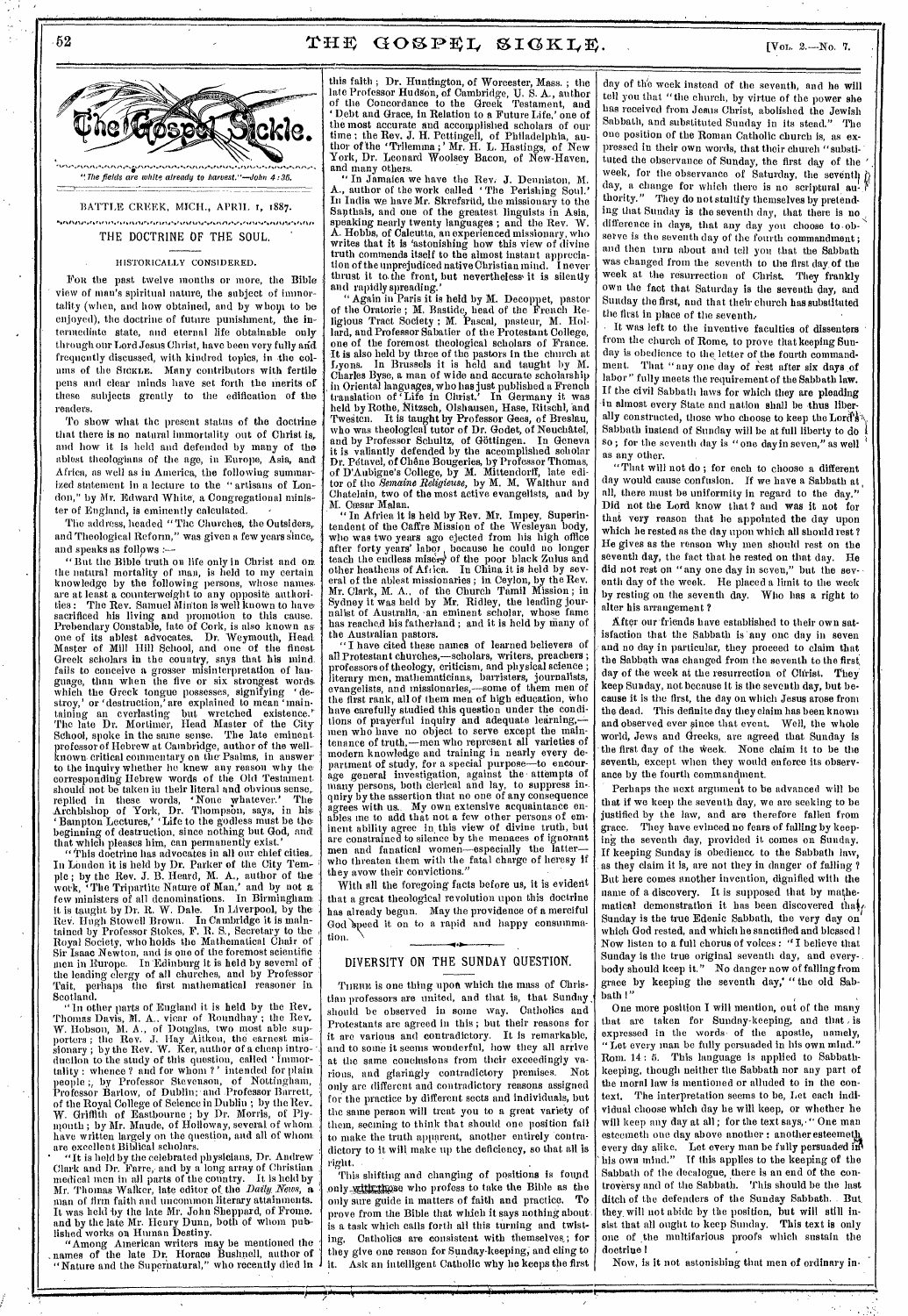# The Gospel Sickle.

"The fields are white already to harvest."—John 4:35.

BATTLE CREEK, MICH., APRIL 1, 1887.

## THE DOCTRINE OF THE SOUL.

### HISTORICALLY CONSIDERED.

For the past twelve months or more, the Bible view of man's spiritual nature, the subject of immortality (when, and how obtained, and by whom to be enjoyed), the doctrine of future punishment, the intermediate state, and eternal life obtainable only through our Lord Jesus Christ, have been very fully and frequently discussed, with kindred topics, in the columns of the Sickle. Many contributors with fertile pens and clear minds have set forth the merits of these subjects greatly to the edification of the readers.

To show what the present status of the doctrine that there is no natural immortality out of Christ is, and how it is held and defended by many of the ablest theologians of the age, in Europe, Asia, and Africa, as well as in America, the following summarized statement in a lecture to the "artisans of London," by Mr. Edward White, a Congregational minister of England, is eminently calculated.

The address, headed "The Churches, the Outsiders, and Theological Reform," was given a few years since, and speaks as follows:—

"But the Bible truth on life only in Christ and on the natural mortality of man, is held to my certain knowledge by the following persons, whose names are at least a counterweight to any opposite authorities: The Rev. Samuel Minton is well known to have sacrificed his living and promotion to this cause. Prebendary Constable, late of Cork, is also known as one of its ablest advocates. Dr. Weymouth, Head Master of Mill Hill School, and one of the finest Greek scholars in the country, says that his mind fails to conceive a grosser misinterpretation of language, than when the five or six strongest words which the Greek tongue possesses, signifying 'destroy,' or 'destruction,' are explained to mean 'maintaining an everlasting but wretched existence.' The late Dr. Mortimer, Head Master of the City School, spoke in the same sense. The late eminent professor of Hebrew at Cambridge, author of the well-known critical commentary on the Psalms, in answer to the inquiry whether he knew any reason why the corresponding Hebrew words of the Old Testament should not be taken in their literal and obvious sense, replied in these words, 'None whatever.' The Archbishop of York, Dr. Thompson, says, in his 'Bampton Lectures,' 'Life to the godless must be the beginning of destruction, since nothing but God, and that which pleases him, can permanently exist.'

"This doctrine has advocates in all our chief cities. In London it is held by Dr. Parker of the City Temple; by the Rev. J. B. Heard, M. A., author of the work, 'The Tripartite Nature of Man,' and by not a few ministers of all denominations. In Birmingham it is taught by Dr. R. W. Dale. In Liverpool, by the Rev. Hugh Stowell Brown. In Cambridge it is maintained by Professor Stokes, F. R. S., Secretary to the Royal Society, who holds the Mathematical Chair of Sir Isaac Newton, and is one of the foremost scientific men in Europe. In Edinburg it is held by several of the leading clergy of all churches, and by Professor Tait, perhaps the first mathematical reasoner in Scotland.

"In other parts of England it is held by the Rev. Thomas Davis, M. A., vicar of Roundhay; the Rev. W. Hobson, M. A., of Douglas, two most able supporters; the Rev. J. Hay Aitken, the earnest missionary; by the Rev. W. Ker, author of a cheap introduction to the study of this question, called 'Immortality: whence? and for whom?' intended for plain people; by Professor Stevenson, of Nottingham, Professor Barlow, of Dublin; and Professor Barrett, of the Royal College of Science in Dublin; by the Rev. W. Griffith of Eastbourne; by Dr. Morris, of Plymouth; by Mr. Maude, of Holloway, several of whom have written largely on the question, and all of whom are excellent Biblical scholars.

"It is held by the celebrated physicians, Dr. Andrew Clark and Dr. Farre, and by a long array of Christian medical men in all parts of the country. It is held by Mr. Thomas Walker, late editor of the *Daily News*, a man of firm faith and uncommon literary attainments. It was held by the late Mr. John Sheppard, of Frome, and by the late Mr. Henry Dunn, both of whom published works on Human Destiny.

"Among American writers may be mentioned the names of the late Dr. Horace Bushnell, author of "Nature and the Supernatural," who recently died in this faith; Dr. Huntington, of Worcester, Mass.; the late Professor Hudson, of Cambridge, U. S. A., author of the Concordance to the Greek Testament, and 'Debt and Grace, in Relation to a Future Life,' one of the most accurate and accomplished scholars of our time; the Rev. J. H. Pettingell, of Philadelphia, author of the 'Trilemma;' Mr. H. L. Hastings, of New York, Dr. Leonard Woolsey Bacon, of New-Haven, and many others.

"In Jamaica we have the Rev. J. Denniston, M. A., author of the work called 'The Perishing Soul.' In India we have Mr. Skrefsrüd, the missionary to the Santhals, and one of the greatest linguists in Asia, speaking nearly twenty languages; and the Rev. W. A. Hobbs, of Calcutta, an experienced missionary, who writes that it is 'astonishing how this view of divine truth commends itself to the almost instant appreciation of the unprejudiced native Christian mind. I never thrust it to the front, but nevertheless it is silently and rapidly spreading.'

"Again in Paris it is held by M. Decoppet, pastor of the Oratoire; M. Bastide, head of the French Religious Tract Society; M. Pascal, pasteur, M. Hollard, and Professor Sabatier of the Protestant College, one of the foremost theological scholars of France. It is also held by three of the pastors in the church at Lyons. In Brussels it is held and taught by M. Charles Byse, a man of wide and accurate scholarship in Oriental languages, who has just published a French translation of 'Life in Christ.' In Germany it was held by Rothe, Nitzsch, Olshausen, Hase, Ritschl, and Twesten. It is taught by Professor Gess, of Breslau, who was theological tutor of Dr. Godet, of Neuchâtel, and by Professor Schultz, of Göttingen. In Geneva it is valiantly defended by the accomplished scholar Dr. Pétavel, of Chêne Bougeries, by Professor Thomas, of D'Aubigne's College, by M. Mittendorff, late editor of the *Semaine Religieuse*, by M. Walthur and Chatelain, two of the most active evangelists, and by M. Cæsar Malan.

"In Africa it is held by Rev. Mr. Impey, Superintendent of the Caffre Mission of the Wesleyan body, who was two years ago ejected from his high office after forty years' labor, because he could no longer teach the endless misery of the poor black Zulus and other heathens of Africa. In China it is held by several of the ablest missionaries; in Ceylon, by the Rev. Mr. Clark, M. A., of the Church Tamil Mission; in Sydney it was held by Mr. Ridley, the leading journalist of Australia, an eminent scholar, whose fame has reached his fatherland; and it is held by many of the Australian pastors.

"I have cited these names of learned believers of all Protestant churches,—scholars, writers, preachers; professors of theology, criticism, and physical science; literary men, mathematicians, barristers, journalists, evangelists, and missionaries,—some of them men of the first rank, all of them men of high education, who have carefully studied this question under the conditions of prayerful inquiry and adequate learning,—men who have no object to serve except the maintenance of truth,—men who represent all varieties of modern knowledge and training in nearly every department of study, for a special purpose—to encourage general investigation, against the attempts of many persons, both clerical and lay, to suppress inquiry by the assertion that no one of any consequence agrees with us. My own extensive acquaintance enables me to add that not a few other persons of eminent ability agree in this view of divine truth, but are constrained to silence by the menaces of ignorant men and fanatical women—especially the latter—who threaten them with the fatal charge of heresy if they avow their convictions."

With all the foregoing facts before us, it is evident that a great theological revolution upon this doctrine has already begun. May the providence of a merciful God speed it on to a rapid and happy consummation.

## DIVERSITY ON THE SUNDAY QUESTION.

There is one thing upon which the mass of Christian professors are united, and that is, that Sunday should be observed in some way. Catholics and Protestants are agreed in this; but their reasons for it are various and contradictory. It is remarkable, and to some it seems wonderful, how they all arrive at the same conclusions from their exceedingly various, and glaringly contradictory premises. Not only are different and contradictory reasons assigned for the practice by different sects and individuals, but the same person will treat you to a great variety of them, seeming to think that should one position fail to make the truth apparent, another entirely contradictory to it will make up the deficiency, so that all is right.

This shifting and changing of positions is found only with those who profess to take the Bible as the only sure guide in matters of faith and practice. To prove from the Bible that which it says nothing about is a task which calls forth all this turning and twisting. Catholics are consistent with themselves; for they give one reason for Sunday-keeping, and cling to it. Ask an intelligent Catholic why he keeps the first day of the week instead of the seventh, and he will tell you that "the church, by virtue of the power she has received from Jesus Christ, abolished the Jewish Sabbath, and substituted Sunday in its stead." The one position of the Roman Catholic church is, as expressed in their own words, that their church "substituted the observance of Sunday, the first day of the week, for the observance of Saturday, the seventh day, a change for which there is no scriptural authority." They do not stultify themselves by pretending that Sunday is the seventh day, that there is no difference in days, that any day you choose to observe is the seventh day of the fourth commandment; and then turn about and tell you that the Sabbath was changed from the seventh to the first day of the week at the resurrection of Christ. They frankly own the fact that Saturday is the seventh day, and Sunday the first, and that their church has substituted the first in place of the seventh.

It was left to the inventive faculties of dissenters from the church of Rome, to prove that keeping Sunday is obedience to the letter of the fourth commandment. That "any one day of rest after six days of labor" fully meets the requirement of the Sabbath law. If the civil Sabbath laws for which they are pleading in almost every State and nation shall be thus liberally constructed, those who choose to keep the Lord's Sabbath instead of Sunday will be at full liberty to do so; for the seventh day is "one day in seven," as well as any other.

"That will not do; for each to choose a different day would cause confusion. If we have a Sabbath at all, there must be uniformity in regard to the day." Did not the Lord know that? and was it not for that very reason that he appointed the day upon which he rested as the day upon which all should rest? He gives as the reason why men should rest on the seventh day, the fact that he rested on that day. He did not rest on "any one day in seven," but the seventh day of the week. He placed a limit to the week by resting on the seventh day. Who has a right to alter his arrangement?

After our friends have established to their own satisfaction that the Sabbath is any one day in seven and no day in particular, they proceed to claim that the Sabbath was changed from the seventh to the first day of the week at the resurrection of Christ. They keep Sunday, not because it is the seventh day, but because it is the first, the day on which Jesus arose from the dead. This definite day they claim has been known and observed ever since that event. Well, the whole world, Jews and Greeks, are agreed that Sunday is the first day of the week. None claim it to be the seventh, except when they would enforce its observance by the fourth commandment.

Perhaps the next argument to be advanced will be that if we keep the seventh day, we are seeking to be justified by the law, and are therefore fallen from grace. They have evinced no fears of falling by keeping the seventh day, provided it comes on Sunday. If keeping Sunday is obedience to the Sabbath law, as they claim it is, are not they in danger of falling? But here comes another invention, dignified with the name of a discovery. It is supposed that by mathematical demonstration it has been discovered that Sunday is the true Edenic Sabbath, the very day on which God rested, and which he sanctified and blessed! Now listen to a full chorus of voices: "I believe that Sunday is the true original seventh day, and everybody should keep it." No danger now of falling from grace by keeping the seventh day," "the old Sabbath!"

One more position I will mention, out of the many that are taken for Sunday-keeping, and that is expressed in the words of the apostle, namely, "Let every man be fully persuaded in his own mind." Rom. 14:5. This language is applied to Sabbath-keeping, though neither the Sabbath nor any part of the moral law is mentioned or alluded to in the context. The interpretation seems to be, Let each individual choose which day he will keep, or whether he will keep any day at all; for the text says, "One man esteemeth one day above another: another esteemeth every day alike. Let every man be fully persuaded in his own mind." If this applies to the keeping of the Sabbath of the decalogue, there is an end of the controversy and of the Sabbath. This should be the last ditch of the defenders of the Sunday Sabbath. But they will not abide by the position, but will still insist that all ought to keep Sunday. This text is only one of the multifarious proofs which sustain the doctrine!

Now, is it not astonishing that men of ordinary in-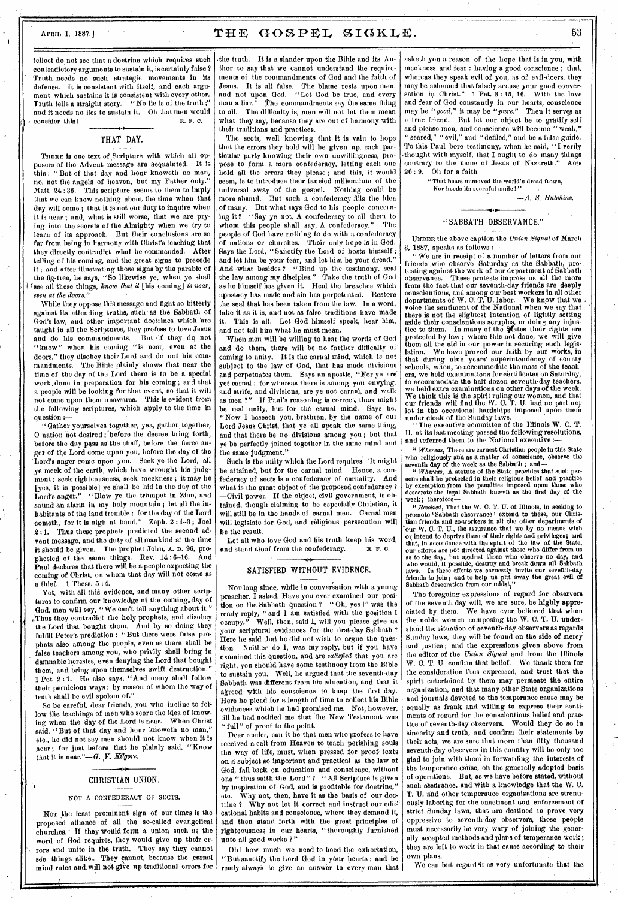tellect do not see that a doctrine which requires such contradictory arguments to sustain it, is certainly false? Truth needs no such strategic movements in its defense. It is consistent with itself, and each argument which sustains it is consistent with every other. Truth tells a straight story. "No lie is of the truth;" and it needs no lies to sustain it. Oh that men would consider this! R. F. C.

## THAT DAY.

THERE is one text of Scripture with which all opposers of the Advent message are acquainted. It is this: "But of that day and hour knoweth no man, no, not the angels of heaven, but my Father only." Matt. 24:36. This scripture seems to them to imply that we can know nothing about the time when that day will come; that it is not our duty to inquire when it is near; and, what is still worse, that we are prying into the secrets of the Almighty when we try to learn of its approach. But their conclusions are so far from being in harmony with Christ's teaching that they directly contradict what he commanded. After telling of his coming, and the great signs to precede it; and after illustrating those signs by the parable of the fig-tree, he says, "So likewise ye, when ye shall see all these things, *know that it* [his coming] *is near, even at the doors.*"

While they oppose this message and fight so bitterly against its attending truths, such as the Sabbath of God's law, and other important doctrines which are taught in all the Scriptures, they profess to love Jesus and do his commandments. But if they do not "know" when his coming "is near, even at the doors," they disobey their Lord and do not his commandments. The Bible plainly shows that near the time of the day of the Lord there is to be a special work done in preparation for his coming; and that a people will be looking for that event, so that it will not come upon them unawares. This is evident from the following scriptures, which apply to the time in question:—

"Gather yourselves together, yea, gather together, O nation not desired; before the decree bring forth, before the day pass as the chaff, before the fierce anger of the Lord come upon you, before the day of the Lord's anger come upon you. Seek ye the Lord, all ye meek of the earth, which have wrought his judgment; seek righteousness, seek meekness; it may be [yes, it is possible] ye shall be hid in the day of the Lord's anger." "Blow ye the trumpet in Zion, and sound an alarm in my holy mountain; let all the inhabitants of the land tremble: for the day of the Lord cometh, for it is nigh at hand." Zeph. 2:1-3; Joel 2:1. Thus these prophets predicted the second advent message, and the duty of all mankind at the time it should be given. The prophet John, A. D. 96, prophesied of the same things. Rev. 14:6-16. And Paul declares that there will be a people expecting the coming of Christ, on whom that day will not come as a thief. 1 Thess. 5:4.

Yet, with all this evidence, and many other scriptures to confirm our knowledge of the coming day of God, men will say, "We can't tell anything about it." Thus they contradict the holy prophets, and disobey the Lord that bought them. And by so doing they fulfill Peter's prediction: "But there were false prophets also among the people, even as there shall be false teachers among you, who privily shall bring in damnable heresies, even denying the Lord that bought them, and bring upon themselves swift destruction." 1 Pet. 2:1. He also says, "And many shall follow their pernicious ways; by reason of whom the way of truth shall be evil spoken of."

So be careful, dear friends, you who incline to follow the teachings of men who scorn the idea of knowing when the day of the Lord is near. When Christ said, "But of that day and hour knoweth no man," etc., he did not say men should not know when it is near; for just before that he plainly said, "Know that it is near."—*G. V. Kilgore.*

## CHRISTIAN UNION.

### NOT A CONFEDERACY OF SECTS.

NOT the least prominent sign of our times is the proposed alliance of all the so-called evangelical churches. If they would form a union such as the word of God requires, they would give up their errors and unite in the truth. They say they cannot see things alike. They cannot, because the carnal mind rules and will not give up traditional errors for the truth. It is a slander upon the Bible and its Author to say that we cannot understand the requirements of the commandments of God and the faith of Jesus. It is all false. The blame rests upon men, and not upon God. "Let God be true, and every man a liar." The commandments say the same thing to all. The difficulty is, men will not let them mean what they say, because they are out of harmony with their traditions and practices.

The sects, well knowing that it is vain to hope that the errors they hold will be given up, each particular party knowing their own unwillingness, propose to form a more confederacy, letting each one hold all the errors they please; and this, it would seem, is to introduce their fancied millennium of the universal sway of the gospel. Nothing could be more absurd. But such a confederacy fills the idea of many. But what says God to his people concerning it? "Say ye not, A confederacy, to all them to whom this people shall say, A confederacy." The people of God have nothing to do with a confederacy of nations or churches. Their only hope is in God. Says the Lord, "Sanctify the Lord of hosts himself; and let him be your fear, and let him be your dread." And what besides? "Bind up the testimony, seal the law among my disciples." Take the truth of God as he himself has given it. Heal the breaches which apostasy has made and sin has perpetuated. Restore the seal that has been taken from the law. In a word, take it as it is, and not as false traditions have made it. This is all. Let God himself speak, hear him, and not tell him what he must mean.

When men will be willing to hear the words of God and do them, there will be no further difficulty of coming to unity. It is the carnal mind, which is not subject to the law of God, that has made divisions and perpetuates them. Says an apostle, "For ye are yet carnal: for whereas there is among you envying, and strife, and divisions, are ye not carnal, and walk as men?" If Paul's reasoning is correct, there might be real unity, but for the carnal mind. Says he, "Now I beseech you, brethren, by the name of our Lord Jesus Christ, that ye all speak the same thing, and that there be no divisions among you; but that ye be perfectly joined together in the same mind and the same judgment."

Such is the unity which the Lord requires. It might be attained, but for the carnal mind. Hence, a confederacy of sects is a confederacy of carnality. And what is the great object of the proposed confederacy? —Civil power. If the object, civil government, is obtained, though claiming to be especially Christian, it will still be in the hands of carnal men. Carnal men will legislate for God, and religious persecution will be the result.

Let all who love God and his truth keep his word, and stand aloof from the confederacy. R. F. C.

## SATISFIED WITHOUT EVIDENCE.

NOT long since, while in conversation with a young preacher, I asked, Have you ever examined our position on the Sabbath question? "Oh, yes!" was the ready reply, "and I am satisfied with the position I occupy." Well, then, said I, will you please give us your scriptural evidences for the first-day Sabbath? Here he said that he did not wish to argue the question. Neither do I, was my reply, but if you have examined this question, and are *satisfied* that you are right, you should have some testimony from the Bible to sustain you. Well, he argued that the seventh-day Sabbath was different from his education, and that it agreed with his conscience to keep the first day. Here he plead for a length of time to collect his Bible evidences which he had promised me. Not, however, till he had notified me that the New Testament was "full" of proof to the point.

Dear reader, can it be that men who profess to have received a call from Heaven to teach perishing souls the way of life, must, when pressed for proof texts on a subject so important and practical as the law of God, fall back on education and conscience, without one "thus saith the Lord"? "All Scripture is given by inspiration of God, and is profitable for doctrine," etc. Why not, then, have it as the basis of our doctrine? Why not let it correct and instruct our educational habits and conscience, where they demand it, and then stand forth with the great principles of righteousness in our hearts, "thoroughly furnished unto all good works"?

Oh! how much we need to heed the exhortation, "But sanctify the Lord God in your hearts: and be ready always to give an answer to every man that asketh you a reason of the hope that is in you, with meekness and fear: having a good conscience; that, whereas they speak evil of you, as of evil-doers, they may be ashamed that falsely accuse your good conversation in Christ." 1 Pet. 3:15, 16. With the love and fear of God constantly in our hearts, conscience may be "*good*," it may be "*pure*." Then it serves as a true friend. But let our object be to gratify self and please men, and conscience will become "weak," "seared," "evil," and "defiled," and be a false guide. To this Paul bore testimony, when he said, "I verily thought with myself, that I ought to do many things contrary to the name of Jesus of Nazareth." Acts 26:9. Oh for a faith

"That bears unmoved the world's dread frown,
Nor heeds its scornful smile!"

—*A. S. Hutchins.*

## "SABBATH OBSERVANCE."

UNDER the above caption the *Union Signal* of March 3, 1887, speaks as follows:—

"We are in receipt of a number of letters from our friends who observe Saturday as the Sabbath, protesting against the work of our department of Sabbath observance. These protests impress us all the more from the fact that our seventh-day friends are deeply conscientious, and among our best workers in all other departments of W. C. T. U. labor. We know that we voice the sentiment of the National when we say that there is not the slightest intention of lightly setting aside their conscientious scruples, or doing any injustice to them. In many of the States their rights are protected by law; where this not done, we will give them all the aid in our power in securing such legislation. We have proved our faith by our works, in that during nine years' superintendency of county schools, when, to accommodate the mass of the teachers, we held examinations for certificates on Saturday, to accommodate the half dozen seventh-day teachers, we held extra examinations on other days of the week. We think this is the spirit ruling our women, and that our friends will find the W. C. T. U. had no part nor lot in the occasional hardships imposed upon them under cloak of the Sunday laws.

"The executive committee of the Illinois W. C. T. U. at its last meeting passed the following resolutions, and referred them to the National executive:—

"*Whereas*, There are earnest Christian people in this State who religiously and as a matter of conscience, observe the seventh day of the week as the Sabbath; and—

"*Whereas*, A statute of the State provides that such persons shall be protected in their religious belief and practice by exemption from the penalties imposed upon those who desecrate the legal Sabbath known as the first day of the week; therefore—

"*Resolved*, That the W. C. T. U. of Illinois, in seeking to promote 'Sabbath observance' extend to these, our Christian friends and co-workers in all the other departments of our W. C. T. U., the assurance that we by no means wish or intend to deprive them of their rights and privileges; and that, in accordance with the spirit of the law of the State, our efforts are not directed against those who differ from us as to the day, but against those who observe no day, and who would, if possible, destroy and break down all Sabbath laws. In these efforts we earnestly invite our seventh-day friends to join; and to help us put away the great evil of Sabbath desecration from our midst."

The foregoing expressions of regard for observers of the seventh day will, we are sure, be highly appreciated by them. We have ever believed that when the noble women composing the W. C. T. U. understand the situation of seventh-day observers as regards Sunday laws, they will be found on the side of mercy and justice; and the expressions given above from the editor of the *Union Signal* and from the Illinois W. C. T. U. confirm that belief. We thank them for the consideration thus expressed, and trust that the spirit entertained by them may permeate the entire organization, and that many other State organizations and journals devoted to the temperance cause may be equally as frank and willing to express their sentiments of regard for the conscientious belief and practice of seventh-day observers. Would they do so in sincerity and truth, and confirm their statements by their acts, we are sure that more than fifty thousand seventh-day observers in this country will be only too glad to join with them in forwarding the interests of the temperance cause, on the generally adopted basis of operations. But, as we have before stated, without such assurance, and with a knowledge that the W. C. T. U. and other temperance organizations are strenuously laboring for the enactment and enforcement of strict Sunday laws, that are destined to prove very oppressive to seventh-day observers, those people must necessarily be very wary of joining the generally accepted methods and plans of temperance work; they are left to work in that cause according to their own plans.

We can but regard it as very unfortunate that the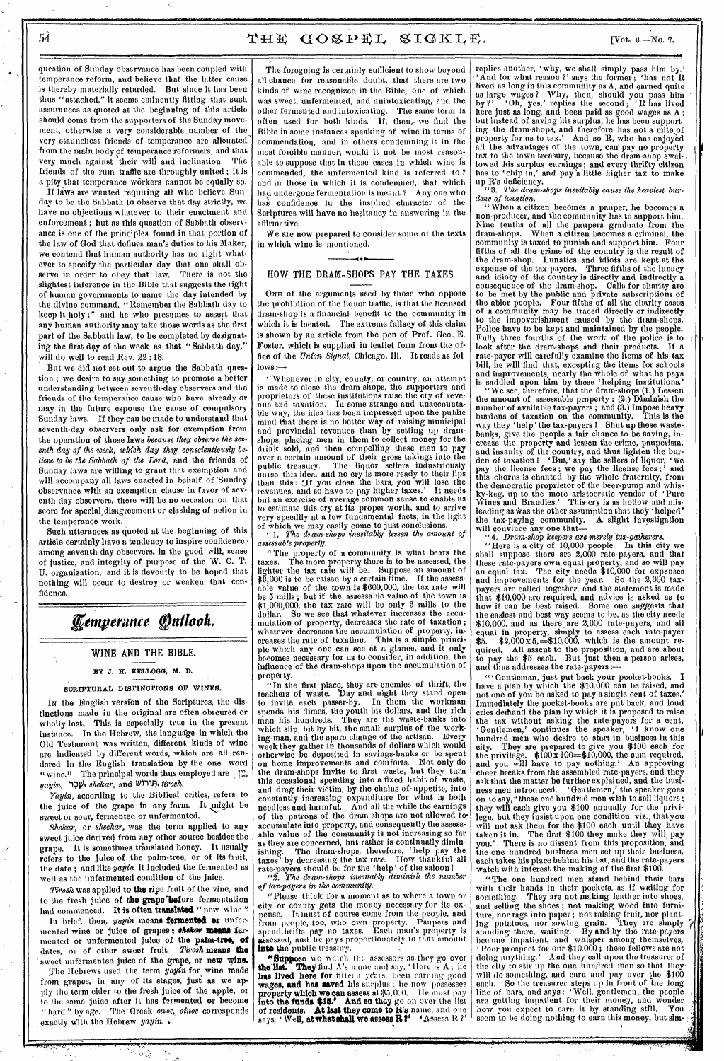question of Sunday observance has been coupled with temperance reform, and believe that the latter cause is thereby materially retarded. But since it has been thus "attached," it seems eminently fitting that such assurances as quoted at the beginning of this article should come from the supporters of the Sunday movement, otherwise a very considerable number of the very staunchest friends of temperance are alienated from the main body of temperance reformers, and that very much against their will and inclination. The friends of the rum traffic are throughly united; it is a pity that temperance workers cannot be equally so.

If laws are wanted requiring all who believe Sunday to be the Sabbath to observe that day strictly, we have no objections whatever to their enactment and enforcement; but as this question of Sabbath observance is one of the principles found in that portion of the law of God that defines man's duties to his Maker, we contend that human authority has no right whatever to specify the particular day that one shall observe in order to obey that law. There is not the slightest inference in the Bible that suggests the right of human governments to name the day intended by the divine command, "Remember the Sabbath day to keep it holy;" and he who presumes to assert that any human authority may take those words as the first part of the Sabbath law, to be completed by designating the first day of the week as that "Sabbath day," will do well to read Rev. 22:18.

But we did not set out to argue the Sabbath question; we desire to say something to promote a better understanding between seventh-day observers and the friends of the temperance cause who have already or may in the future espouse the cause of compulsory Sunday laws. If they can be made to understand that seventh-day observers only ask for exemption from the operation of those laws *because they observe the seventh day of the week, which day they conscientiously believe to be the Sabbath of the Lord*, and the friends of Sunday laws are willing to grant that exemption and will accompany all laws enacted in behalf of Sunday observance with an exemption clause in favor of seventh-day observers, there will be no occasion on that score for special disagreement or clashing of action in the temperance work.

Such utterances as quoted at the beginning of this article certainly have a tendency to inspire confidence, among seventh-day observers, in the good will, sense of justice, and integrity of purpose of the W. C. T. U. organization, and it is devoutly to be hoped that nothing will occur to destroy or weaken that confidence.

# Temperance Outlook.

## WINE AND THE BIBLE.

BY J. H. KELLOGG, M. D.

### SCRIPTURAL DISTINCTIONS OF WINES.

In the English version of the Scriptures, the distinctions made in the original are often obscured or wholly lost. This is especially true in the present instance. In the Hebrew, the language in which the Old Testament was written, different kinds of wine are indicated by different words, which are all rendered in the English translation by the one word "wine." The principal words thus employed are יַיִן, *yayin*, שֵׁכָר, *shekar*, and תִּירוֹשׁ, *tirosh*.

*Yayin*, according to the Biblical critics, refers to the juice of the grape in any form. It might be sweet or sour, fermented or unfermented.

*Shekar*, or *shechar*, was the term applied to any sweet juice derived from any other source besides the grape. It is sometimes translated honey. It usually refers to the juice of the palm-tree, or of its fruit, the date; and like *yayin* it included the fermented as well as the unfermented condition of the juice.

*Tirosh* was applied to the ripe fruit of the vine, and to the fresh juice of the grape before fermentation had commenced. It is often translated "new wine."

In brief, then, *yayin* means fermented or unfermented wine or juice of grapes; *shekar* means fermented or unfermented juice of the palm-tree, of dates, or of other sweet fruit. *Tirosh* means the sweet unfermented juice of the grape, or new wine.

The Hebrews used the term *yayin* for wine made from grapes, in any of its stages, just as we apply the term cider to the fresh juice of the apple, or to the same juice after it has fermented or become "hard" by age. The Greek οἶνος, *oinos* corresponds exactly with the Hebrew *yayin*.

The foregoing is certainly sufficient to show beyond all chance for reasonable doubt, that there are two kinds of wine recognized in the Bible, one of which was sweet, unfermented, and unintoxicating, and the other fermented and intoxicating. The same term is often used for both kinds. If, then, we find the Bible in some instances speaking of wine in terms of commendation, and in others condemning it in the most forcible manner, would it not be most reasonable to suppose that in those cases in which wine is commended, the unfermented kind is referred to? and in those in which it is condemned, that which had undergone fermentation is meant? Any one who has confidence in the inspired character of the Scriptures will have no hesitancy in answering in the affirmative.

We are now prepared to consider some of the texts in which wine is mentioned.

## HOW THE DRAM-SHOPS PAY THE TAXES.

One of the arguments used by those who oppose the prohibition of the liquor traffic, is that the licensed dram-shop is a financial benefit to the community in which it is located. The extreme fallacy of this claim is shown by an article from the pen of Prof. Geo. E. Foster, which is supplied in leaflet form from the office of the *Union Signal*, Chicago, Ill. It reads as follows:—

"Whenever in city, county, or country, an attempt is made to close the dram-shops, the supporters and proprietors of these institutions raise the cry of revenue and taxation. In some strange and unaccountable way, the idea has been impressed upon the public mind that there is no better way of raising municipal and provincial revenues than by setting up dram-shops, placing men in them to collect money for the drink sold, and then compelling these men to pay over a certain amount of their gross takings into the public treasury. The liquor sellers industriously nurse this idea, and no cry is more ready to their lips than this: 'If you close the bars, you will lose the revenues, and so have to pay higher taxes.' It needs but an exercise of average common sense to enable us to estimate this cry at its proper worth, and to arrive very speedily at a few fundamental facts, in the light of which we may easily come to just conclusions.

"1. *The dram-shops inevitably lessen the amount of assessable property.*

"The property of a community is what bears the taxes. The more property there is to be assessed, the lighter the tax rate will be. Suppose an amount of \$3,000 is to be raised by a certain time. If the assessable value of the town is \$600,000, the tax rate will be 5 mills; but if the assessable value of the town is \$1,000,000, the tax rate will be only 3 mills to the dollar. So we see that whatever increases the accumulation of property, decreases the rate of taxation; whatever decreases the accumulation of property, increases the rate of taxation. This is a simple principle which any one can see at a glance, and it only becomes necessary for us to consider, in addition, the influence of the dram-shops upon the accumulation of property.

"In the first place, they are enemies of thrift, the teachers of waste. Day and night they stand open to invite each passer-by. In them the workman spends his dimes, the youth his dollars, and the rich man his hundreds. They are the waste-banks into which slip, bit by bit, the small surplus of the working-man, and the spare change of the artisan. Every week they gather in thousands of dollars which would otherwise be deposited in savings-banks or be spent on home improvements and comforts. Not only do the dram-shops invite to first waste, but they turn this occasional spending into a fixed habit of waste, and drag their victim, by the chains of appetite, into constantly increasing expenditure for what is both needless and harmful. And all the while the earnings of the patrons of the dram-shops are not allowed to accumulate into property, and consequently the assessable value of the community is not increasing so far as they are concerned, but rather is continually diminishing. The dram-shops, therefore, 'help pay the taxes' by decreasing the tax rate. How thankful all rate-payers should be for the 'help' of the saloon!

"2. *The dram-shops inevitably diminish the number of tax-payers in the community.*

"Please think for a moment as to where a town or city or county gets the money necessary for its expense. It must of course come from the people, and from people, too, who own property. Paupers and spendthrifts pay no taxes. Each man's property is assessed, and he pays proportionately to that amount into the public treasury.

"Suppose we watch the assessors as they go over the list. They find A's name and say, 'Here is A; he has lived here for fifteen years, been earning good wages, and has saved his surplus; he now possesses property which we can assess at \$5,000. He must pay into the funds \$15.' And so they go on over the list of residents. At last they come to R's name, and one says, 'Well, at what shall we assess R?' 'Assess R?' replies another, 'why, we shall simply pass him by.' 'And for what reason?' says the former; 'has not R lived as long in this community as A, and earned quite as large wages? Why, then, should you pass him by?' 'Oh, yes,' replies the second; 'R has lived here just as long, and been paid as good wages as A; but instead of saving his surplus, he has been supporting the dram-shops, and therefore has not a mite of property for us to tax.' And so R, who has enjoyed all the advantages of the town, can pay no property tax to the town treasury, because the dram-shop swallowed his surplus earnings; and every thrifty citizen has to 'chip in,' and pay a little higher tax to make up R's deficiency.

"3. *The dram-shops inevitably cause the heaviest burdens of taxation.*

"When a citizen becomes a pauper, he becomes a non-producer, and the community has to support him. Nine tenths of all the paupers graduate from the dram-shops. When a citizen becomes a criminal, the community is taxed to punish and support him. Four fifths of all the crime of the country is the result of the dram-shop. Lunatics and idiots are kept at the expense of the tax-payers. Three fifths of the lunacy and idiocy of the country is directly and indirectly a consequence of the dram-shop. Calls for charity are to be met by the public and private subscriptions of the abler people. Four fifths of all the charity cases of a community may be traced directly or indirectly to the impoverishment caused by the dram-shops. Police have to be kept and maintained by the people. Fully three fourths of the work of the police is to look after the dram-shops and their products. If a rate-payer will carefully examine the items of his tax bill, he will find that, excepting the items for schools and improvements, nearly the whole of what he pays is saddled upon him by these 'helping institutions.'

"We see, therefore, that the dram-shops (1.) Lessen the amount of assessable property; (2.) Diminish the number of available tax-payers; and (3.) Impose heavy burdens of taxation on the community. This is the way they 'help' the tax-payers! Shut up these waste-banks, give the people a fair chance to be saving, increase the property and lessen the crime, pauperism, and insanity of the country, and thus lighten the burden of taxation! 'But,' say the sellers of liquor, 'we pay the license fees; we pay the license fees;' and this chorus is chanted by the whole fraternity, from the democratic proprietor of the beer-pump and whisky-keg, up to the more aristocratic vender of 'Pure Wines and Brandies.' This cry is as hollow and misleading as was the other assumption that they 'helped' the tax-paying community. A slight investigation will convince any one that—

"4. *Dram-shop keepers are merely tax-gatherers.*

"Here is a city of 10,000 people. In this city we shall suppose there are 2,000 rate-payers, and that these rate-payers own equal property, and so will pay an equal tax. The city needs \$10,000 for expenses and improvements for the year. So the 2,000 tax-payers are called together, and the statement is made that \$10,000 are required, and advice is asked as to how it can be best raised. Some one suggests that the easiest and best way seems to be, as the city needs \$10,000, and as there are 2,000 rate-payers, and all equal in property, simply to assess each rate-payer \$5. \$2,000 x 5, =\$10,000, which is the amount required. All assent to the proposition, and are about to pay the \$5 each. But just then a person arises, and thus addresses the rate-payers:—

"'Gentlemen, just put back your pocket-books. I have a plan by which the \$10,000 can be raised, and not one of you be asked to pay a single cent of taxes.' Immediately the pocket-books are put back, and loud cries demand the plan by which it is proposed to raise the tax without asking the rate-payers for a cent. 'Gentlemen,' continues the speaker, 'I know one hundred men who desire to start in business in this city. They are prepared to give you \$100 each for the privilege. \$100 x 100=\$10,000, the sum required, and you will have to pay nothing.' An approving cheer breaks from the assembled rate-payers, and they ask that the matter be further explained, and the business men introduced. 'Gentlemen,' the speaker goes on to say, 'these one hundred men wish to sell liquors; they will each give you \$100 annually for the privilege, but they insist upon one condition, viz., that you will not ask them for the \$100 each until they have taken it in. The first \$100 they make they will pay you.' There is no dissent from this proposition, and the one hundred business men set up their business, each takes his place behind his bar, and the rate-payers watch with interest the making of the first \$100.

"The one hundred men stand behind their bars with their hands in their pockets, as if waiting for something. They are not making leather into shoes, and selling the shoes; not making wood into furniture, nor rags into paper; not raising fruit, nor planting potatoes, nor sowing grain. They are simply standing there, waiting. By-and-by the rate-payers become impatient, and whisper among themselves, 'Poor prospect for our \$10,000; these fellows are not doing anything.' And they call upon the treasurer of the city to stir up the one hundred men so that they will do something, and earn and pay over the \$100 each. So the treasurer steps up in front of the long line of bars, and says: 'Well, gentlemen, the people are getting impatient for their money, and wonder how you expect to earn it by standing still. You seem to be doing nothing to earn this money, but sim-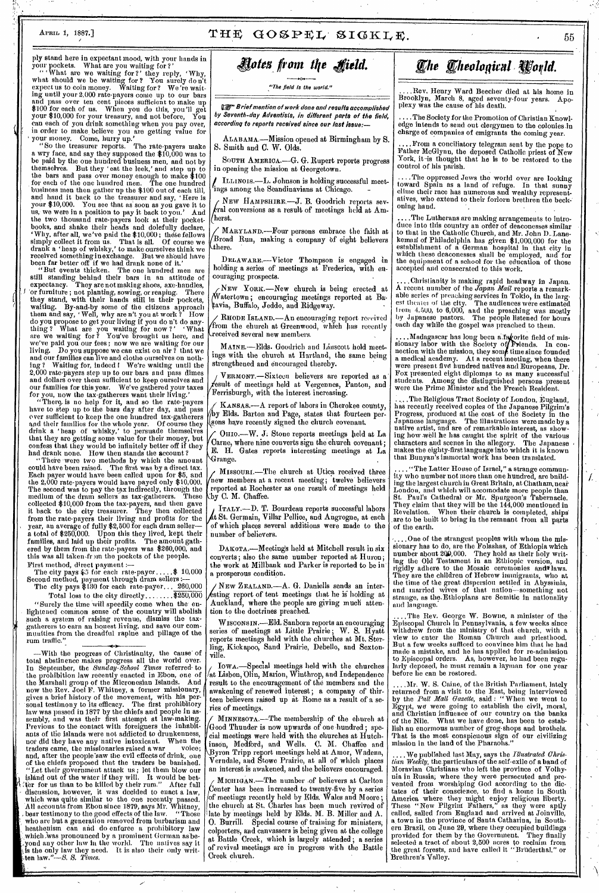ply stand here in expectant mood, with your hands in your pockets. What are you waiting for?'

"'What are we waiting for?' they reply, 'Why, what should we be waiting for? You surely do n't expect us to coin money. Waiting for? We're waiting until your 2,000 rate-payers come up to our bars and pass over ten cent pieces sufficient to make up $100 for each of us. When you do this, you'll get your $10,000 for your treasury, and not before. You can each of you drink something when you pay over, in order to make believe you are getting value for your money. Come, hurry up.'

"So the treasurer reports. The rate-payers make a wry face, and say they supposed the $10,000 was to be paid by the one hundred business men, and not by themselves. But they 'eat the leek,' and step up to the bars and pass over money enough to make $100 for each of the one hundred men. The one hundred business men then gather up the $100 out of each till, and hand it back to the treasurer and say, 'Here is your $10,000. You see that as soon as you gave it to us, we were in a position to pay it back to you.' And the two thousand rate-payers look at their pocket-books, and shake their heads and dolefully declare, 'Why, after all, we've paid the $10,000; these fellows simply collect it from us. That is all. Of course we drank a 'heap of whisky,' to make ourselves think we received something in exchange. But we should have been far better off if we had drank none of it.'

"But events thicken. The one hundred men are still standing behind their bars in an attitude of expectancy. They are not making shoes, axe-handles, or furniture; not planting, sowing, or reaping. There they stand, with their hands still in their pockets, waiting. By-and-by some of the citizens approach them and say, 'Well, why are n't you at work? How do you propose to get your living if you do n't do anything? What are you waiting for now?' 'What are we waiting for? You've brought us here, and we've paid you our fees; now we are waiting for our living. Do you suppose we can exist on air? that we and our families can live and clothe ourselves on nothing? Waiting for, indeed! We're waiting until the 2,000 rate-payers step up to our bars and pass dimes and dollars over them sufficient to keep ourselves and our families for this year. We've gathered your taxes for you, now the tax-gatherers want their living.'

"There is no help for it, and so the rate-payers have to step up to the bars day after day, and pass over sufficient to keep the one hundred tax-gatherers and their families for the whole year. Of course they drink a 'heap of whisky,' to persuade themselves that they are getting some value for their money, but confess that they would be infinitely better off if they had drank none. How then stands the account?

"There were two methods by which the amount could have been raised. The first was by a direct tax. Each payer would have been called upon for $5, and the 2,000 rate-payers would have paid only $10,000. The second was to pay the tax indirectly, through the medium of the dram sellers as tax-gatherers. These collected $10,000 from the tax-payers, and then gave it back to the city treasurer. They then collected from the rate-payers their living and profits for the year, an average of fully $2,500 for each dram seller—a total of $250,000. Upon this they lived, kept their families, and laid up their profits. The amount gathered by them from the rate-payers was $260,000, and this was all taken from the pockets of the people.

First method, direct payment:—

The city pays $5 for each rate-payer.....$ 10,000

Second method, payment through dram sellers:—

The city pays $130 for each rate-payer... 260,000

Total loss to the city directly.........$250,000

"Surely the time will speedily come when the enlightened common sense of the country will abolish such a system of raising revenue, dismiss the tax-gatherers to earn an honest living, and save our communities from the dreadful rapine and pillage of the rum traffic."

—With the progress of Christianity, the cause of total abstinence makes progress all the world over. In September, the *Sunday-School Times* referred to the prohibition law recently enacted in Ebon, one of the Marshall group of the Micronesian Islands. And now the Rev. Joel F. Whitney, a former missionary, gives a brief history of the movement, with his personal testimony to its efficacy. The first prohibitory law was passed in 1877 by the chiefs and people in assembly, and was their first attempt at law-making. Previous to the contact with foreigners the inhabitants of the islands were not addicted to drunkenness, nor did they have any native intoxicant. When the traders came, the missionaries raised a warning voice; and, after the people saw the evil effects of drink, one of the chiefs proposed that the traders be banished. "Let their government attack us; let them blow our island out of the water if they will. It would be better for us than to be killed by their rum." After full discussion, however, it was decided to enact a law, which was quite similar to the one recently passed. All accounts from Ebon since 1879, says Mr. Whitney, bear testimony to the good effects of the law. "Those who are but a generation removed from barbarism and heathenism can and do enforce a prohibitory law which was pronounced by a prominent German as beyond any other law in the world. The natives say it is the only law they need. It is also their only written law."—*S. S. Times.*

# Notes from the Field.

*"The field is the world."*

☞ *Brief mention of work done and results accomplished by Seventh-day Adventists, in different parts of the field, according to reports received since our last issue:—*

ALABAMA.—Mission opened at Birmingham by S. S. Smith and C. W. Olds.

SOUTH AMERICA.—G. G. Rupert reports progress in opening the mission at Georgetown.

ILLINOIS.—L. Johnson is holding successful meetings among the Scandinavians at Chicago.

NEW HAMPSHIRE.—J. B. Goodrich reports several conversions as a result of meetings held at Amherst.

MARYLAND.—Four persons embrace the faith at Broad Run, making a company of eight believers there.

DELAWARE.—Victor Thompson is engaged in holding a series of meetings at Frederica, with encouraging prospects.

NEW YORK.—New church is being erected at Watertown; encouraging meetings reported at Batavia, Buffalo, Jeddo, and Ridgeway.

RHODE ISLAND.—An encouraging report received from the church at Greenwood, which has recently received several new members.

MAINE.—Elds. Goodrich and Linscott hold meetings with the church at Hartland, the same being strengthened and encouraged thereby.

VERMONT.—Sixteen believers are reported as a result of meetings held at Vergennes, Panton, and Ferrisburgh, with the interest increasing.

KANSAS.—A report of labors in Cherokee county, by Elds. Barton and Page, states that fourteen persons have recently signed the church covenant.

OHIO.—W. J. Stone reports meetings held at La Carne, where nine converts sign the church covenant; E. H. Gates reports interesting meetings at La Grange.

MISSOURI.—The church at Utica received three new members at a recent meeting; twelve believers reported at Rochester as one result of meetings held by C. M. Chaffee.

ITALY.—D. T. Bourdeau reports successful labors at St. Germain, Villar Pellice, and Angrogne, at each of which places several additions were made to the number of believers.

DAKOTA.—Meetings held at Mitchell result in six converts; also the same number reported at Huron; the work at Millbank and Parker is reported to be in a prosperous condition.

NEW ZEALAND.—A. G. Daniells sends an interesting report of tent meetings that he is holding at Auckland, where the people are giving much attention to the doctrines preached.

WISCONSIN.—Eld. Sanborn reports an encouraging series of meetings at Little Prairie; W. S. Hyatt reports meetings held with the churches at Mt. Sterling, Kickapoo, Sand Prairie, Debello, and Sextonville.

IOWA.—Special meetings held with the churches at Lisbon, Olin, Marion, Winthrop, and Independence result to the encouragement of the members and the awakening of renewed interest; a company of thirteen believers raised up at Rome as a result of a series of meetings.

MINNESOTA.—The membership of the church at Good Thunder is now upwards of one hundred; special meetings were held with the churches at Hutchinson, Medford, and Wells. C. M. Chaffee and Byron Tripp report meetings held at Amor, Wadena, Verndale, and Stowe Prairie, at all of which places an interest is awakened, and the believers encouraged.

MICHIGAN.—The number of believers at Carlton Center has been increased to twenty-five by a series of meetings recently held by Elds. Wales and Moore; the church at St. Charles has been much revived of late by meetings held by Elds. M. B. Miller and A. O. Burrill. Special course of training for ministers, colporters, and canvassers is being given at the college at Battle Creek, which is largely attended; a series of revival meetings are in progress with the Battle Creek church.

# The Theological World.

....Rev. Henry Ward Beecher died at his home in Brooklyn, March 8, aged seventy-four years. Apoplexy was the cause of his death.

....The Society for the Promotion of Christian Knowledge intends to send out clergymen to the colonies in charge of companies of emigrants the coming year.

....From a conciliatory telegram sent by the pope to Father McGlynn, the deposed Catholic priest of New York, it is thought that he is to be restored to the control of his parish.

....The oppressed Jews the world over are looking toward Spain as a land of refuge. In that sunny clime their race has numerous and wealthy representatives, who extend to their forlorn brethren the beckoning hand.

....The Lutherans are making arrangements to introduce into this country an order of deaconesses similar to that in the Catholic Church, and Mr. John D. Lanekemau of Philadelphia has given $1,000,000 for the establishment of a German hospital in that city in which these deaconesses shall be employed, and for the equipment of a school for the education of those accepted and consecrated to this work.

....Christianity is making rapid headway in Japan. A recent number of the *Japan Mail* reports a remarkable series of preaching services in Tokio, in the largest theater of the city. The audiences were estimated from 4,500 to 6,000, and the preaching was mostly by Japanese pastors. The people listened for hours each day while the gospel was preached to them.

....Madagascar has long been a favorite field of missionary labor with the Society of Friends. In connection with the mission, they some time since founded a medical academy. At a recent meeting, when there were present five hundred natives and Europeans, Dr. Fox presented eight diplomas to as many successful students. Among the distinguished persons present were the Prime Minister and the French Resident.

....The Religious Tract Society of London, England, has recently received copies of the Japanese Pilgrim's Progress, produced at the cost of the Society in the Japanese language. The illustrations were made by a native artist, and are of remarkable interest, as showing how well he has caught the spirit of the various characters and scenes in the allegory. The Japanese makes the eighty-first language into which it is known that Bunyan's immortal work has been translated.

...."The Latter House of Israel," a strange community who number not more than one hundred, are building the largest church in Great Britain, at Chatham, near London, and which will accomodate more people than St. Paul's Cathedral or Mr. Spurgeon's Tabernacle. They claim that they will be the 144,000 mentioned in Revelation. When their church is completed, ships are to be built to bring in the remnant from all parts of the earth.

....One of the strangest peoples with whom the missionary has to do, are the Falashas, of Ethiopia which number about 200,000. They hold as their holy writing the Old Testament in an Ethiopic version, and rigidly adhere to the Mosaic ceremonies and laws. They are the children of Hebrew immigrants, who at the time of the great dispersion settled in Abyssinia, and married wives of that nation—something not strange, as the Ethiopians are Semitic in nationality and language.

....The Rev. George W. Bowne, a minister of the Episcopal Church in Pennsylvania, a few weeks since withdrew from the ministry of that church, with a view to enter the Roman Church and priesthood. But a few weeks sufficed to convince him that he had made a mistake, and he has applied for re-admission to Episcopal orders. As, however, he had been regularly deposed, he must remain a layman for one year before he can be restored.

....Mr. W. S. Caine, of the British Parliament, lately returned from a visit to the East, being interviewed by the *Pall Mall Gazette*, said: "When we went to Egypt, we were going to establish the civil, moral, and Christian influence of our country on the banks of the Nile. What we have done, has been to establish an enormous number of grog-shops and brothels. That is the most conspicuous sign of our civilizing mission in the land of the Pharaohs."

....We published last May, says the *Illustrated Christian Weekly*, the particulars of the self-exile of a band of Moravian Christians who left the province of Volhynia in Russia, where they were persecuted and prevented from worshiping God according to the dictates of their conscience, to find a home in South America where they might enjoy religious liberty. These "New Pilgrim Fathers," as they were aptly called, sailed from England and arrived at Joinville, a town in the province of Santa Catharina, in Southern Brazil, on June 29, where they occupied buildings provided for them by the Government. They finally selected a tract of about 2,500 acres to reclaim from the great forests, and have called it "Brüderthal," or Brethren's Valley.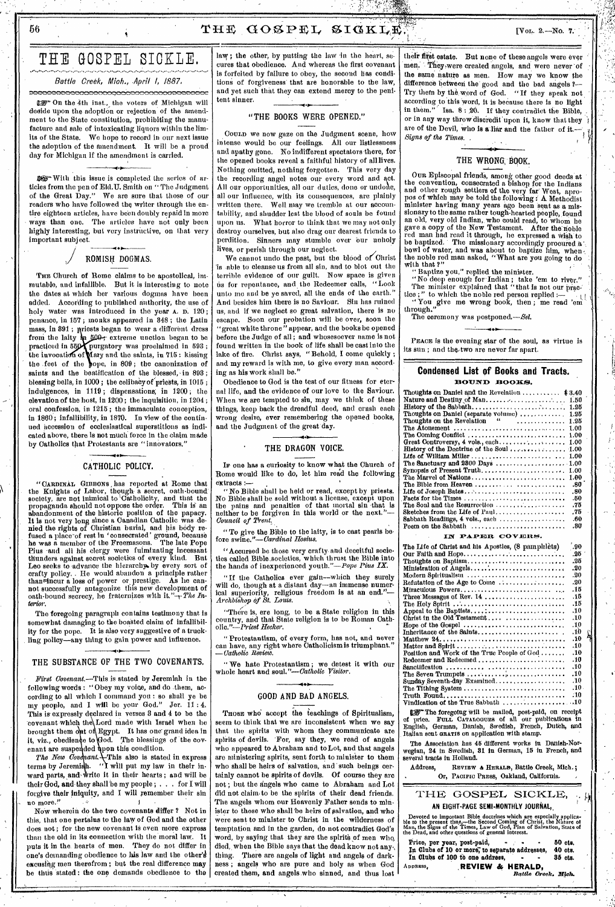# THE GOSPEL SICKLE.

*Battle Creek, Mich., April 1, 1887.*

☞ On the 4th inst., the voters of Michigan will decide upon the adoption or rejection of the amendment to the State constitution, prohibiting the manufacture and sale of intoxicating liquors within the limits of the State. We hope to record in our next issue the adoption of the amendment. It will be a proud day for Michigan if the amendment is carried.

☞ With this issue is completed the series of articles from the pen of Eld. U. Smith on "The Judgment of the Great Day." We are sure that those of our readers who have followed the writer through the entire eighteen articles, have been doubly repaid in more ways than one. The articles have not only been highly interesting, but very instructive, on that very important subject.

## ROMISH DOGMAS.

The Church of Rome claims to be apostolical, immutable, and infallible. But it is interesting to note the dates at which her various dogmas have been added. According to published authority, the use of holy water was introduced in the year A. D. 120; penance, in 157; monks appeared in 348; the Latin mass, in 391; priests began to wear a different dress from the laity in 500; extreme unction began to be practiced in 550; purgatory was proclaimed in 593; the invocation of Mary and the saints, in 715: kissing the feet of the pope, in 809; the canonization of saints and the beatification of the blessed, in 893; blessing bells, in 1000; the celibacy of priests, in 1015; indulgences, in 1119; dispensations, in 1200; the elevation of the host, in 1200; the inquisition, in 1204; oral confession, in 1215; the immaculate conception, in 1860; infallibility, in 1870. In view of the continued accession of ecclesiastical superstitions as indicated above, there is not much force in the claim made by Catholics that Protestants are "innovators."

## CATHOLIC POLICY.

"Cardinal Gibbons has reported at Rome that the Knights of Labor, though a secret, oath-bound society, are not inimical to Catholicity, and that the propaganda should not oppose the order. This is an abandonment of the historic position of the papacy. It is not very long since a Canadian Catholic was denied the rights of Christian burial, and his body refused a place of rest in 'consecrated' ground, because he was a member of the Freemasons. The late Pope Pius and all his clergy were fulminating incessant thunders against secret societies of every kind. But Leo seeks to advance the hierarchy by every sort of crafty policy. He would abandon a principle rather than incur a loss of power or prestige. As he cannot successfully antagonize this new development of oath-bound secrecy, he fraternizes with it."—*The Interior.*

The foregoing paragraph contains testimony that is somewhat damaging to the boasted claim of infallibility for the pope. It is also very suggestive of a truckling policy—any thing to gain power and influence.

## THE SUBSTANCE OF THE TWO COVENANTS.

*First Covenant.*—This is stated by Jeremiah in the following words: "Obey my voice, and do them, according to all which I command you: so shall ye be my people, and I will be your God." Jer. 11:4. This is expressly declared in verses 3 and 4 to be the covenant which the Lord made with Israel when he brought them out of Egypt. It has one grand idea in it, viz., obedience to God. The blessings of the covenant are suspended upon this condition.

*The New Covenant.*—This also is stated in express terms by Jeremiah. "I will put my law in their inward parts, and write it in their hearts; and will be their God, and they shall be my people; . . . for I will forgive their iniquity, and I will remember their sin no more."

Now wherein do the two covenants differ? Not in this, that one pertains to the law of God and the other does not; for the new covenant is even more express than the old in its connection with the moral law. It puts it in the hearts of men. They do not differ in one's demanding obedience to his law and the other's excusing men therefrom; but the real difference may be thus stated: the one demands obedience to the law; the other, by putting the law in the heart, secures that obedience. And whereas the first covenant is forfeited by failure to obey, the second has conditions of forgiveness that are honorable to the law, and yet such that they can extend mercy to the penitent sinner.

## "THE BOOKS WERE OPENED."

Could we now gaze on the Judgment scene, how intense would be our feelings. All our listlessness and apathy gone. No indifferent spectators there, for the opened books reveal a faithful history of all lives. Nothing omitted, nothing forgotten. This very day the recording angel notes our every word and act. All our opportunities, all our duties, done or undone, all our influence, with its consequences, are plainly written there. Well may we tremble at our accountability, and shudder lest the blood of souls be found upon us. What horror to think that we may not only destroy ourselves, but also drag our dearest friends to perdition. Sinners may stumble over our unholy lives, or perish through our neglect.

We cannot undo the past, but the blood of Christ is able to cleanse us from all sin, and to blot out the terrible evidence of our guilt. Now space is given us for repentance, and the Redeemer calls, "Look unto me and be ye saved, all the ends of the earth." And besides him there is no Saviour. Sin has ruined us, and if we neglect so great salvation, there is no escape. Soon our probation will be over, soon the "great white throne" appear, and the books be opened before the Judge of all; and whosoever name is not found written in the book of life shall be cast into the lake of fire. Christ says, "Behold, I come quickly; and my reward is with me, to give every man according as his work shall be."

Obedience to God is the test of our fitness for eternal life, and the evidence of our love to the Saviour. When we are tempted to sin, may we think of these things, keep back the dreadful deed, and crush each wrong desire, ever remembering the opened books, and the Judgment of the great day.

## THE DRAGON VOICE.

If one has a curiosity to know what the Church of Rome would like to do, let him read the following extracts:—

"No Bible shall be held or read, except by priests. No Bible shall be sold without a license, except upon the pains and penalties of that mortal sin that is neither to be forgiven in this world or the next."—*Council of Trent.*

"To give the Bible to the laity, is to cast pearls before swine."—*Cardinal Hosius.*

"Accursed be those very crafty and deceitful societies called Bible societies, which thrust the Bible into the hands of inexperienced youth."—*Pope Pius IX.*

"If the Catholics ever gain—which they surely will do, though at a distant day—an immense numerical superiority, religious freedom is at an end."—*Archbishop of St. Louis.*

"There is, ere long, to be a State religion in this country, and that State religion is to be Roman Catholic."—*Priest Hecker.*

"Protestantism, of every form, has not, and never can have, any right where Catholicism is triumphant."—*Catholic Review.*

"We hate Protestantism; we detest it with our whole heart and soul."—*Catholic Visitor.*

## GOOD AND BAD ANGELS.

Those who accept the teachings of Spiritualism, seem to think that we are inconsistent when we say that the spirits with whom they communicate are spirits of devils. For, say they, we read of angels who appeared to Abraham and to Lot, and that angels are ministering spirits, sent forth to minister to them who shall be heirs of salvation, and such beings certainly cannot be spirits of devils. Of course they are not; but the angels who came to Abraham and Lot did not claim to be the spirits of their dead friends. The angels whom our Heavenly Father sends to minister to those who shall be heirs of salvation, and who were sent to minister to Christ in the wilderness of temptation and in the garden, do not contradict God's word, by saying that they are the spirits of men who died, when the Bible says that the dead know not any thing. There are angels of light and angels of darkness; angels who are pure and holy as when God created them, and angels who sinned, and thus lost their first estate. But none of these angels were ever men. They were created angels, and were never of the same nature as men. How may we know the difference between the good and the bad angels?—Try them by the word of God. "If they speak not according to this word, it is because there is no light in them." Isa. 8:20. If they contradict the Bible, or in any way throw discredit upon it, know that they are of the Devil, who is a liar and the father of it.—*Signs of the Times.*

## THE WRONG BOOK.

Our Episcopal friends, among other good deeds at the convention, consecrated a bishop for the Indians and other rough settlers of the very far West, apropos of which may be told the following: A Methodist minister having many years ago been sent as a missionary to the same rather tough-hearted people, found an old, very old Indian, who could read, to whom he gave a copy of the New Testament. After the noble red man had read it through, he expressed a wish to be baptized. The missionary accordingly procured a bowl of water, and was about to baptize him, when the noble red man asked, "What are you going to do with that?"

"Baptize you," replied the minister.

"No deep enough for Indian; take 'em to river."

The minister explained that "that is not our practice;" to which the noble red person replied:—

"You give me wrong book, then; me read 'em through."

The ceremony was postponed.—*Sel.*

Peace is the evening star of the soul, as virtue is its sun; and the two are never far apart.

## Condensed List of Books and Tracts.

### BOUND BOOKS.

| | |
|---|---|
| Thoughts on Daniel and the Revelation | $3.40 |
| Nature and Destiny of Man | 1.50 |
| History of the Sabbath | 1.25 |
| Thoughts on Daniel (separate volume) | 1.25 |
| Thoughts on the Revelation " | 1.25 |
| The Atonement | 1.00 |
| The Coming Conflict | 1.00 |
| Great Controversy, 4 vols., each | 1.00 |
| History of the Doctrine of the Soul | 1.00 |
| Life of William Miller | 1.00 |
| The Sanctuary and 2300 Days | 1.00 |
| Synopsis of Present Truth | 1.00 |
| The Marvel of Nations | 1.00 |
| The Bible from Heaven | .80 |
| Life of Joseph Bates | .80 |
| Facts for the Times | .60 |
| The Soul and the Resurrection | .75 |
| Sketches from the Life of Paul | .75 |
| Sabbath Readings, 4 vols., each | .60 |
| Poem on the Sabbath | .60 |

### IN PAPER COVERS.

| | |
|---|---|
| The Life of Christ and his Apostles, (8 pamphlets) | .90 |
| Our Faith and Hope | .25 |
| Thoughts on Baptism | .25 |
| Ministration of Angels | .20 |
| Modern Spiritualism | .20 |
| Refutation of the Age to Come | .20 |
| Miraculous Powers | .15 |
| Three Messages of Rev. 14 | .15 |
| The Holy Spirit | .15 |
| Appeal to the Baptists | .10 |
| Christ in the Old Testament | .10 |
| Hope of the Gospel | .10 |
| Inheritance of the Saints | .10 |
| Matthew 24 | .10 |
| Matter and Spirit | .10 |
| Position and Work of the True People of God | .10 |
| Redeemer and Redeemed | .10 |
| Sanctification | .10 |
| The Seven Trumpets | .10 |
| Sunday Seventh-day Examined | .10 |
| The Tithing System | .10 |
| Truth Found | .10 |
| Vindication of the True Sabbath | .10 |

☞ The foregoing will be mailed, post-paid, on receipt of price. Full Catalogues of all our publications in English, German, Danish, Swedish, French, Dutch, and Italian sent gratis on application with stamp.

The Association has 45 different works in Danish-Norwegian, 24 in Swedish, 31 in German, 15 in French, and several tracts in Holland.

Address, Review & Herald, Battle Creek, Mich.; Or, Pacific Press, Oakland, California.

## THE GOSPEL SICKLE,

**AN EIGHT-PAGE SEMI-MONTHLY JOURNAL,**

Devoted to important Bible doctrines which are especially applicable to the present time,—the Second Coming of Christ, the Nature of Man, the Signs of the Times, Law of God, Plan of Salvation, State of the Dead, and other questions of general interest.

| | |
|---|---|
| Price, per year, post-paid, | 50 cts. |
| In Clubs of 10 or more, to separate addresses, | 40 cts. |
| In Clubs of 100 to one address, | 35 cts. |

Address, **REVIEW & HERALD,** *Battle Creek, Mich.*